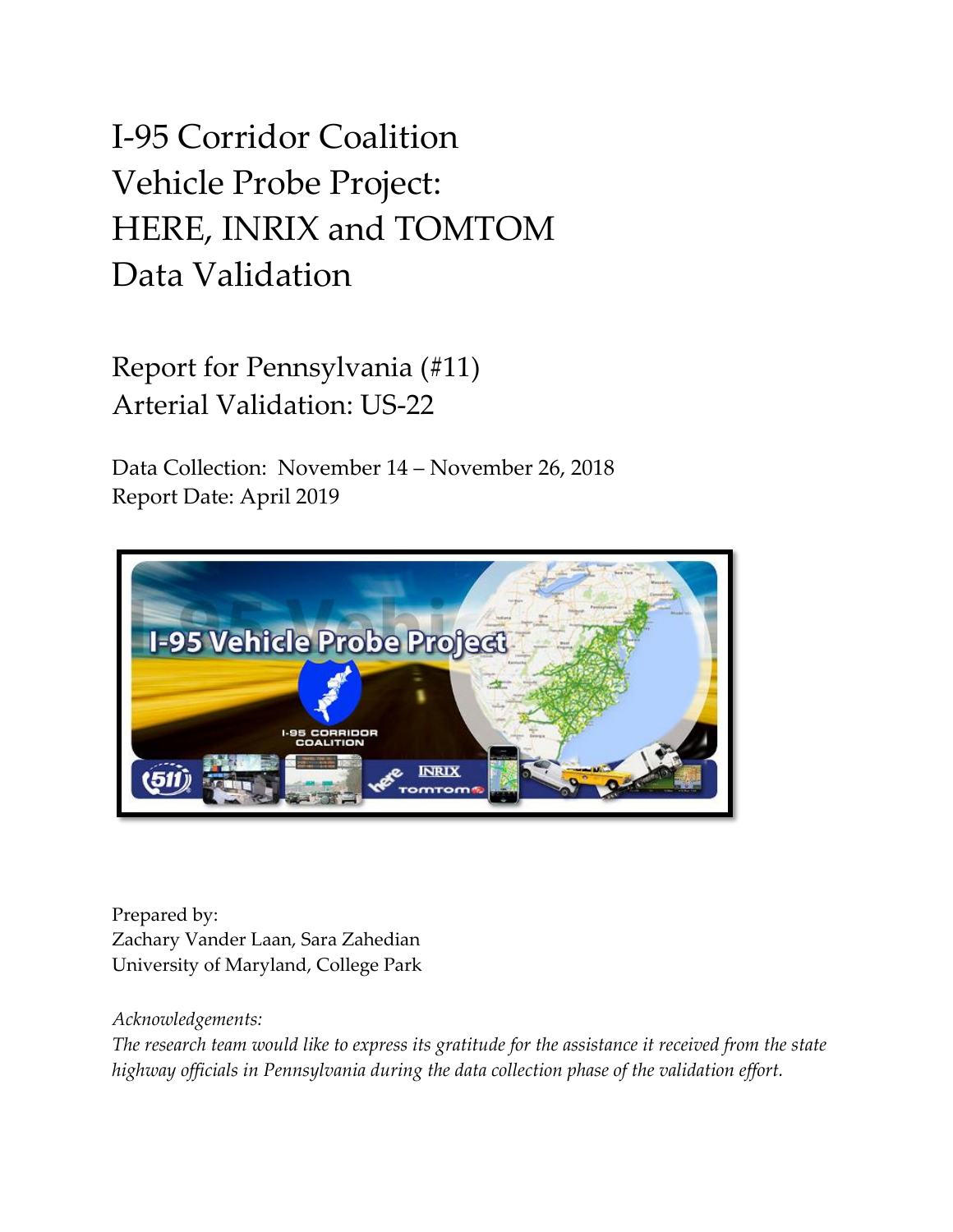# I-95 Corridor Coalition Vehicle Probe Project: HERE, INRIX and TOMTOM Data Validation

## Report for Pennsylvania (#11) Arterial Validation: US-22

Data Collection: November 14 – November 26, 2018
Report Date: April 2019

Prepared by:
Zachary Vander Laan, Sara Zahedian
University of Maryland, College Park

*Acknowledgements:*
*The research team would like to express its gratitude for the assistance it received from the state highway officials in Pennsylvania during the data collection phase of the validation effort.*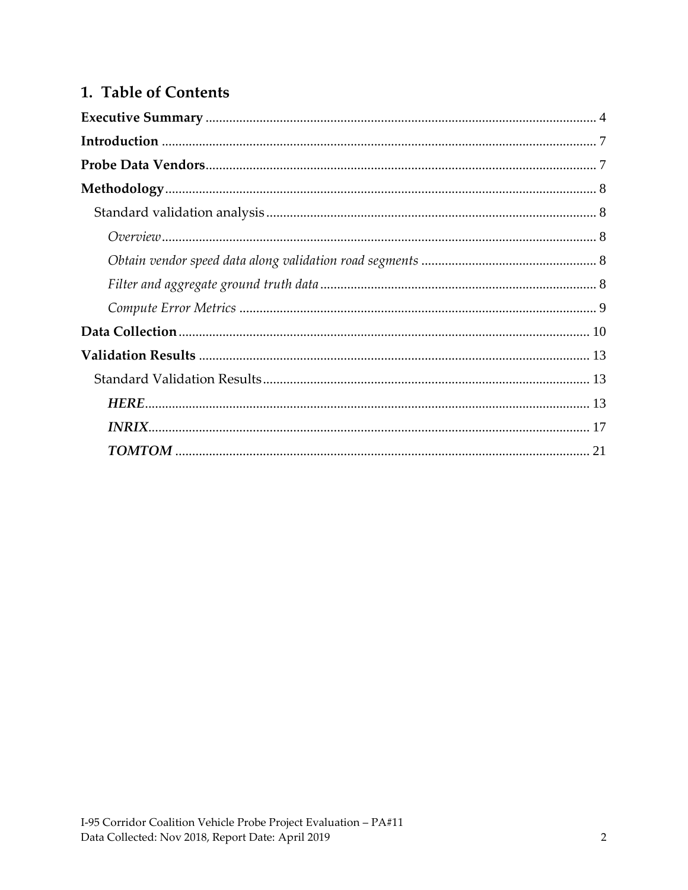# 1. Table of Contents

**Executive Summary** .......... 4

**Introduction** .......... 7

**Probe Data Vendors** .......... 7

**Methodology** .......... 8

Standard validation analysis .......... 8

*Overview* .......... 8

*Obtain vendor speed data along validation road segments* .......... 8

*Filter and aggregate ground truth data* .......... 8

*Compute Error Metrics* .......... 9

**Data Collection** .......... 10

**Validation Results** .......... 13

Standard Validation Results .......... 13

***HERE*** .......... 13

***INRIX*** .......... 17

***TOMTOM*** .......... 21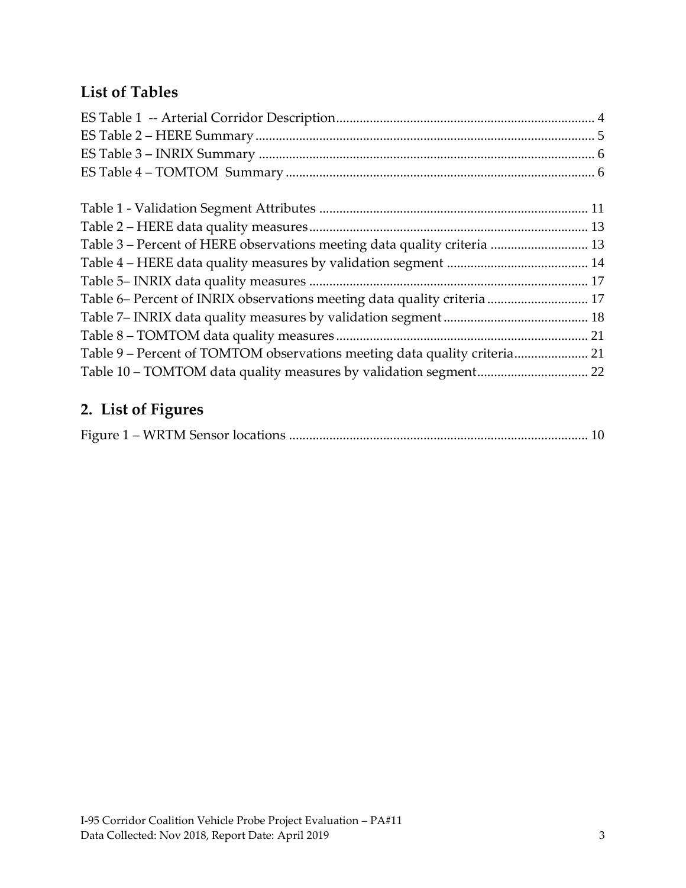## List of Tables

ES Table 1 -- Arterial Corridor Description ........ 4
ES Table 2 – HERE Summary ........ 5
ES Table 3 – INRIX Summary ........ 6
ES Table 4 – TOMTOM Summary ........ 6

Table 1 - Validation Segment Attributes ........ 11
Table 2 – HERE data quality measures ........ 13
Table 3 – Percent of HERE observations meeting data quality criteria ........ 13
Table 4 – HERE data quality measures by validation segment ........ 14
Table 5– INRIX data quality measures ........ 17
Table 6– Percent of INRIX observations meeting data quality criteria ........ 17
Table 7– INRIX data quality measures by validation segment ........ 18
Table 8 – TOMTOM data quality measures ........ 21
Table 9 – Percent of TOMTOM observations meeting data quality criteria ........ 21
Table 10 – TOMTOM data quality measures by validation segment ........ 22

## 2. List of Figures

Figure 1 – WRTM Sensor locations ........ 10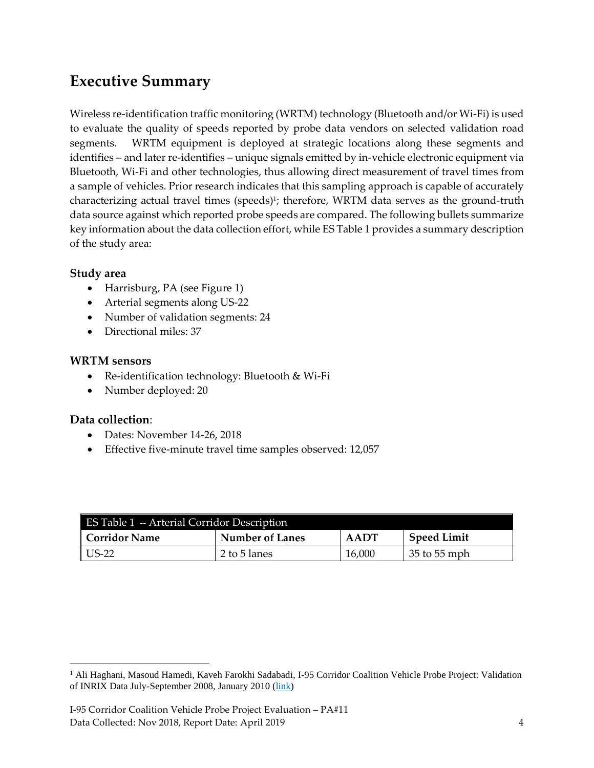## Executive Summary

Wireless re-identification traffic monitoring (WRTM) technology (Bluetooth and/or Wi-Fi) is used to evaluate the quality of speeds reported by probe data vendors on selected validation road segments. WRTM equipment is deployed at strategic locations along these segments and identifies – and later re-identifies – unique signals emitted by in-vehicle electronic equipment via Bluetooth, Wi-Fi and other technologies, thus allowing direct measurement of travel times from a sample of vehicles. Prior research indicates that this sampling approach is capable of accurately characterizing actual travel times (speeds)[1]; therefore, WRTM data serves as the ground-truth data source against which reported probe speeds are compared. The following bullets summarize key information about the data collection effort, while ES Table 1 provides a summary description of the study area:

### Study area

- Harrisburg, PA (see Figure 1)
- Arterial segments along US-22
- Number of validation segments: 24
- Directional miles: 37

### WRTM sensors

- Re-identification technology: Bluetooth & Wi-Fi
- Number deployed: 20

### Data collection:

- Dates: November 14-26, 2018
- Effective five-minute travel time samples observed: 12,057

| ES Table 1 -- Arterial Corridor Description | | | |
|---|---|---|---|
| **Corridor Name** | **Number of Lanes** | **AADT** | **Speed Limit** |
| US-22 | 2 to 5 lanes | 16,000 | 35 to 55 mph |

[1] Ali Haghani, Masoud Hamedi, Kaveh Farokhi Sadabadi, I-95 Corridor Coalition Vehicle Probe Project: Validation of INRIX Data July-September 2008, January 2010 (link)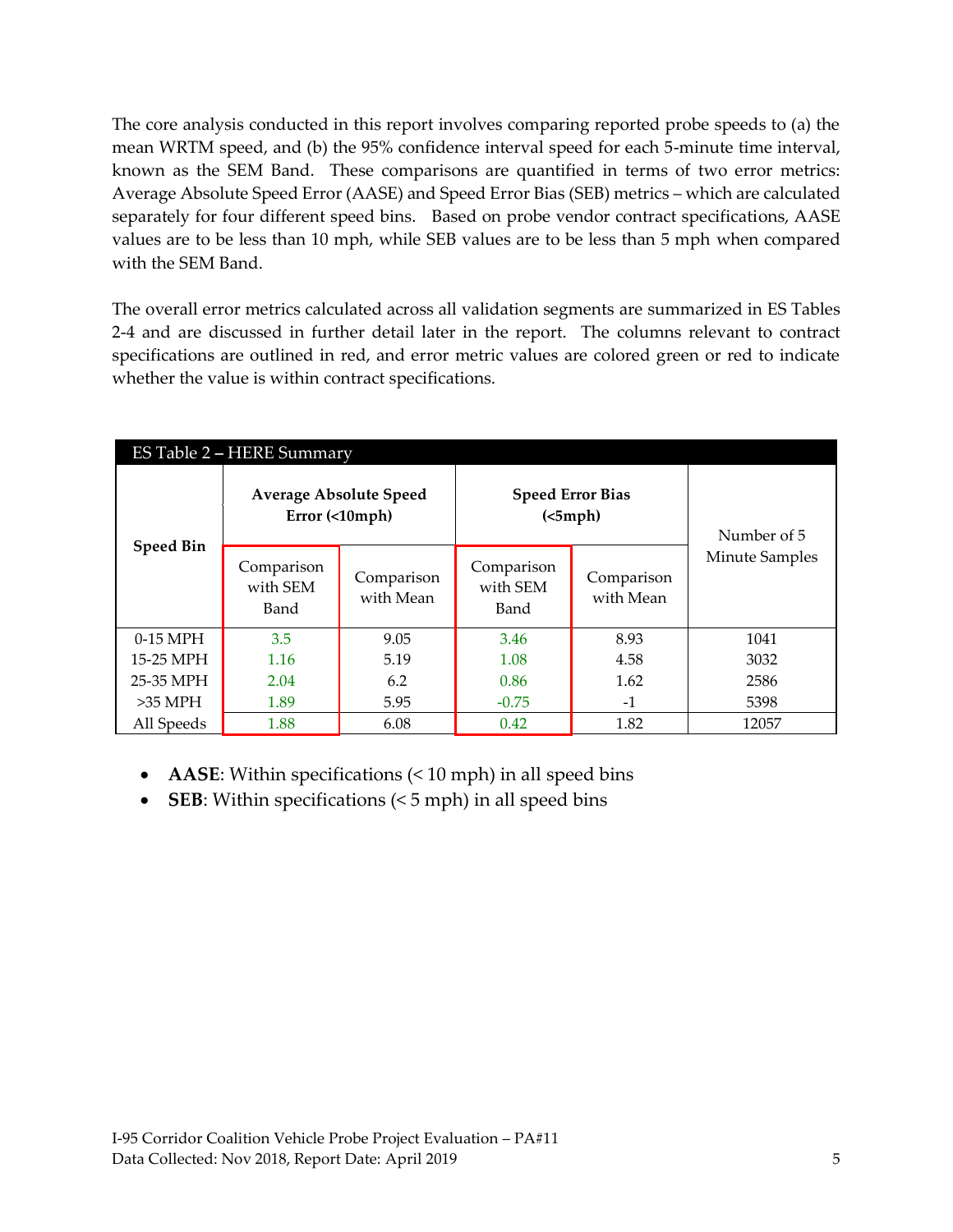The core analysis conducted in this report involves comparing reported probe speeds to (a) the mean WRTM speed, and (b) the 95% confidence interval speed for each 5-minute time interval, known as the SEM Band. These comparisons are quantified in terms of two error metrics: Average Absolute Speed Error (AASE) and Speed Error Bias (SEB) metrics – which are calculated separately for four different speed bins. Based on probe vendor contract specifications, AASE values are to be less than 10 mph, while SEB values are to be less than 5 mph when compared with the SEM Band.

The overall error metrics calculated across all validation segments are summarized in ES Tables 2-4 and are discussed in further detail later in the report. The columns relevant to contract specifications are outlined in red, and error metric values are colored green or red to indicate whether the value is within contract specifications.

**ES Table 2 – HERE Summary**

| Speed Bin | Average Absolute Speed Error (<10mph) | | Speed Error Bias (<5mph) | | Number of 5 Minute Samples |
|---|---|---|---|---|---|
| | Comparison with SEM Band | Comparison with Mean | Comparison with SEM Band | Comparison with Mean | |
| 0-15 MPH | 3.5 | 9.05 | 3.46 | 8.93 | 1041 |
| 15-25 MPH | 1.16 | 5.19 | 1.08 | 4.58 | 3032 |
| 25-35 MPH | 2.04 | 6.2 | 0.86 | 1.62 | 2586 |
| >35 MPH | 1.89 | 5.95 | -0.75 | -1 | 5398 |
| All Speeds | 1.88 | 6.08 | 0.42 | 1.82 | 12057 |

- **AASE**: Within specifications (< 10 mph) in all speed bins
- **SEB**: Within specifications (< 5 mph) in all speed bins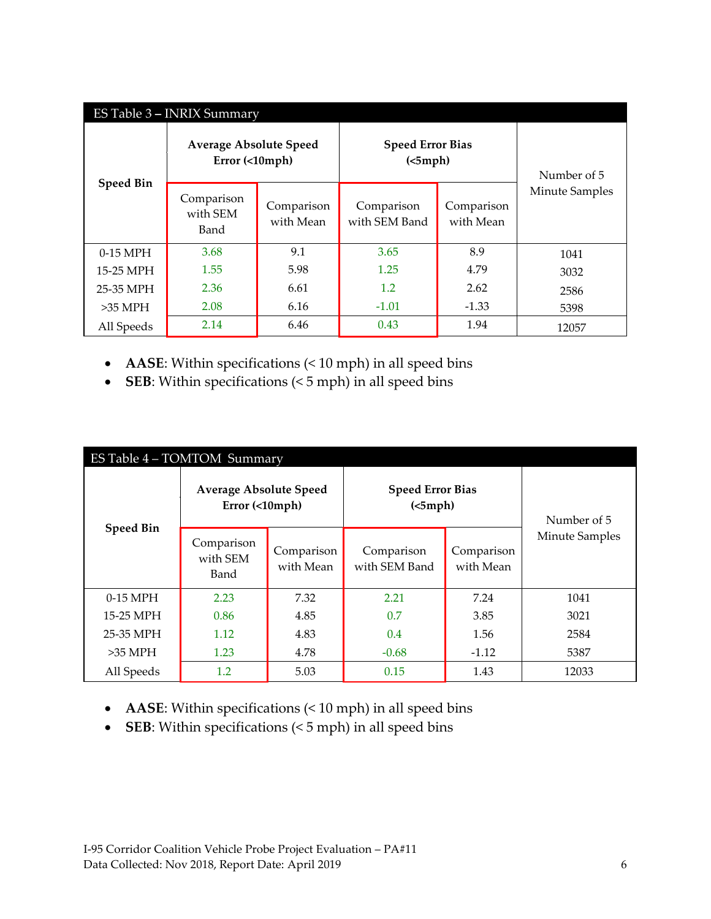| ES Table 3 – INRIX Summary | | | | | |
|---|---|---|---|---|---|
| Speed Bin | Average Absolute Speed Error (<10mph) | | Speed Error Bias (<5mph) | | Number of 5 Minute Samples |
| | Comparison with SEM Band | Comparison with Mean | Comparison with SEM Band | Comparison with Mean | |
| 0-15 MPH | 3.68 | 9.1 | 3.65 | 8.9 | 1041 |
| 15-25 MPH | 1.55 | 5.98 | 1.25 | 4.79 | 3032 |
| 25-35 MPH | 2.36 | 6.61 | 1.2 | 2.62 | 2586 |
| >35 MPH | 2.08 | 6.16 | -1.01 | -1.33 | 5398 |
| All Speeds | 2.14 | 6.46 | 0.43 | 1.94 | 12057 |

- **AASE**: Within specifications (< 10 mph) in all speed bins
- **SEB**: Within specifications (< 5 mph) in all speed bins

| ES Table 4 – TOMTOM Summary | | | | | |
|---|---|---|---|---|---|
| Speed Bin | Average Absolute Speed Error (<10mph) | | Speed Error Bias (<5mph) | | Number of 5 Minute Samples |
| | Comparison with SEM Band | Comparison with Mean | Comparison with SEM Band | Comparison with Mean | |
| 0-15 MPH | 2.23 | 7.32 | 2.21 | 7.24 | 1041 |
| 15-25 MPH | 0.86 | 4.85 | 0.7 | 3.85 | 3021 |
| 25-35 MPH | 1.12 | 4.83 | 0.4 | 1.56 | 2584 |
| >35 MPH | 1.23 | 4.78 | -0.68 | -1.12 | 5387 |
| All Speeds | 1.2 | 5.03 | 0.15 | 1.43 | 12033 |

- **AASE**: Within specifications (< 10 mph) in all speed bins
- **SEB**: Within specifications (< 5 mph) in all speed bins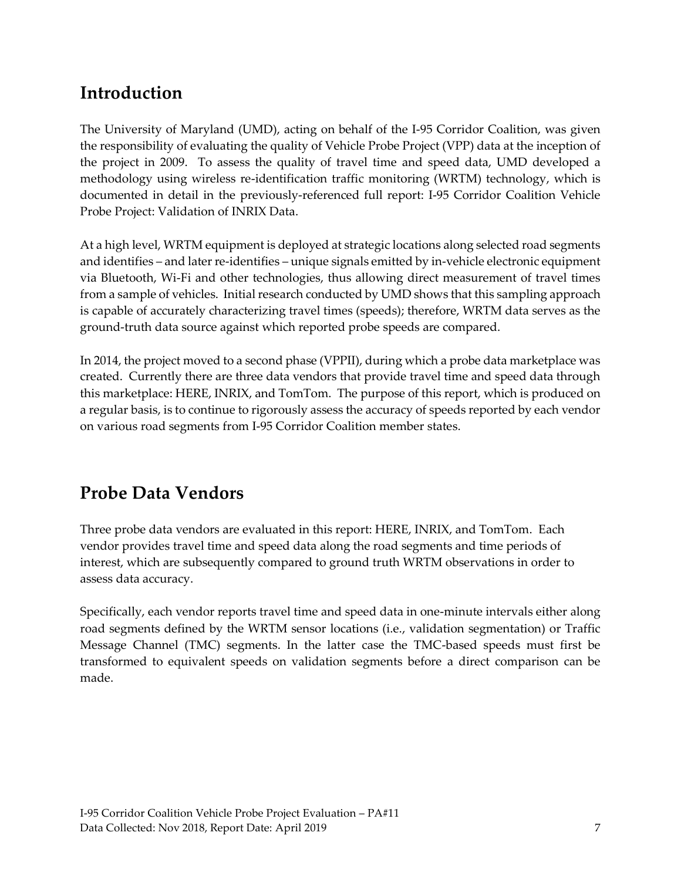## Introduction

The University of Maryland (UMD), acting on behalf of the I-95 Corridor Coalition, was given the responsibility of evaluating the quality of Vehicle Probe Project (VPP) data at the inception of the project in 2009. To assess the quality of travel time and speed data, UMD developed a methodology using wireless re-identification traffic monitoring (WRTM) technology, which is documented in detail in the previously-referenced full report: I-95 Corridor Coalition Vehicle Probe Project: Validation of INRIX Data.

At a high level, WRTM equipment is deployed at strategic locations along selected road segments and identifies – and later re-identifies – unique signals emitted by in-vehicle electronic equipment via Bluetooth, Wi-Fi and other technologies, thus allowing direct measurement of travel times from a sample of vehicles. Initial research conducted by UMD shows that this sampling approach is capable of accurately characterizing travel times (speeds); therefore, WRTM data serves as the ground-truth data source against which reported probe speeds are compared.

In 2014, the project moved to a second phase (VPPII), during which a probe data marketplace was created. Currently there are three data vendors that provide travel time and speed data through this marketplace: HERE, INRIX, and TomTom. The purpose of this report, which is produced on a regular basis, is to continue to rigorously assess the accuracy of speeds reported by each vendor on various road segments from I-95 Corridor Coalition member states.

## Probe Data Vendors

Three probe data vendors are evaluated in this report: HERE, INRIX, and TomTom. Each vendor provides travel time and speed data along the road segments and time periods of interest, which are subsequently compared to ground truth WRTM observations in order to assess data accuracy.

Specifically, each vendor reports travel time and speed data in one-minute intervals either along road segments defined by the WRTM sensor locations (i.e., validation segmentation) or Traffic Message Channel (TMC) segments. In the latter case the TMC-based speeds must first be transformed to equivalent speeds on validation segments before a direct comparison can be made.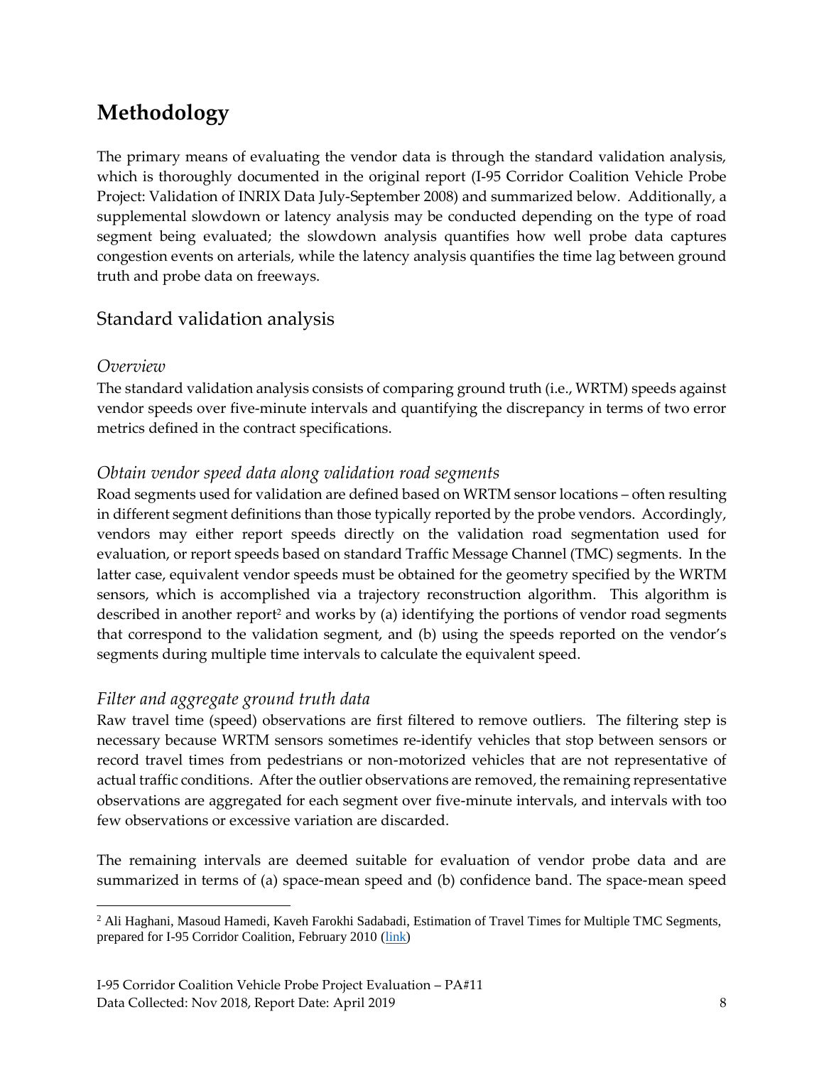# Methodology

The primary means of evaluating the vendor data is through the standard validation analysis, which is thoroughly documented in the original report (I-95 Corridor Coalition Vehicle Probe Project: Validation of INRIX Data July-September 2008) and summarized below. Additionally, a supplemental slowdown or latency analysis may be conducted depending on the type of road segment being evaluated; the slowdown analysis quantifies how well probe data captures congestion events on arterials, while the latency analysis quantifies the time lag between ground truth and probe data on freeways.

## Standard validation analysis

### *Overview*

The standard validation analysis consists of comparing ground truth (i.e., WRTM) speeds against vendor speeds over five-minute intervals and quantifying the discrepancy in terms of two error metrics defined in the contract specifications.

### *Obtain vendor speed data along validation road segments*

Road segments used for validation are defined based on WRTM sensor locations – often resulting in different segment definitions than those typically reported by the probe vendors. Accordingly, vendors may either report speeds directly on the validation road segmentation used for evaluation, or report speeds based on standard Traffic Message Channel (TMC) segments. In the latter case, equivalent vendor speeds must be obtained for the geometry specified by the WRTM sensors, which is accomplished via a trajectory reconstruction algorithm. This algorithm is described in another report[2] and works by (a) identifying the portions of vendor road segments that correspond to the validation segment, and (b) using the speeds reported on the vendor's segments during multiple time intervals to calculate the equivalent speed.

### *Filter and aggregate ground truth data*

Raw travel time (speed) observations are first filtered to remove outliers. The filtering step is necessary because WRTM sensors sometimes re-identify vehicles that stop between sensors or record travel times from pedestrians or non-motorized vehicles that are not representative of actual traffic conditions. After the outlier observations are removed, the remaining representative observations are aggregated for each segment over five-minute intervals, and intervals with too few observations or excessive variation are discarded.

The remaining intervals are deemed suitable for evaluation of vendor probe data and are summarized in terms of (a) space-mean speed and (b) confidence band. The space-mean speed

---

[2] Ali Haghani, Masoud Hamedi, Kaveh Farokhi Sadabadi, Estimation of Travel Times for Multiple TMC Segments, prepared for I-95 Corridor Coalition, February 2010 (link)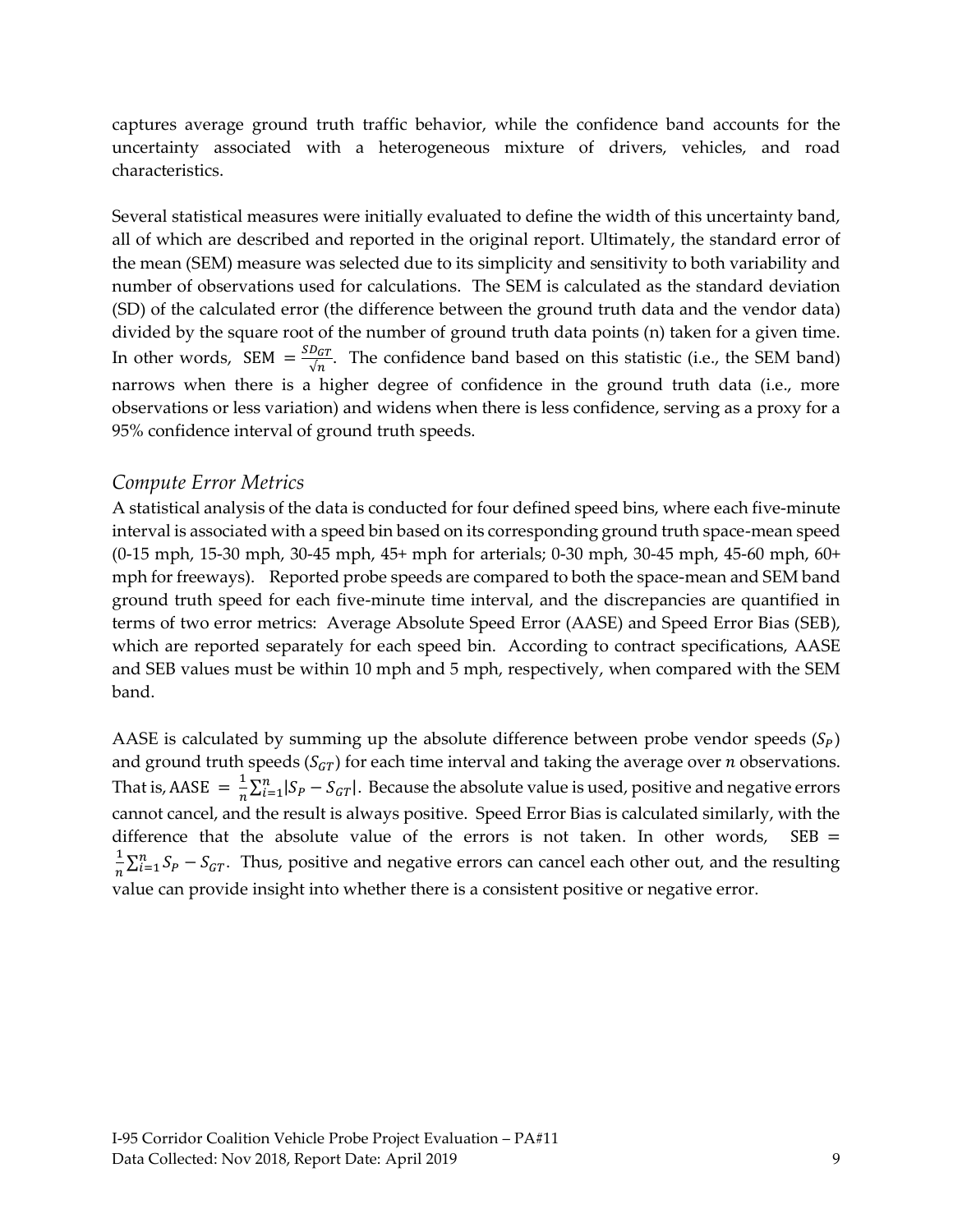captures average ground truth traffic behavior, while the confidence band accounts for the uncertainty associated with a heterogeneous mixture of drivers, vehicles, and road characteristics.

Several statistical measures were initially evaluated to define the width of this uncertainty band, all of which are described and reported in the original report. Ultimately, the standard error of the mean (SEM) measure was selected due to its simplicity and sensitivity to both variability and number of observations used for calculations. The SEM is calculated as the standard deviation (SD) of the calculated error (the difference between the ground truth data and the vendor data) divided by the square root of the number of ground truth data points (n) taken for a given time. In other words, $\text{SEM} = \frac{SD_{GT}}{\sqrt{n}}$. The confidence band based on this statistic (i.e., the SEM band) narrows when there is a higher degree of confidence in the ground truth data (i.e., more observations or less variation) and widens when there is less confidence, serving as a proxy for a 95% confidence interval of ground truth speeds.

### *Compute Error Metrics*

A statistical analysis of the data is conducted for four defined speed bins, where each five-minute interval is associated with a speed bin based on its corresponding ground truth space-mean speed (0-15 mph, 15-30 mph, 30-45 mph, 45+ mph for arterials; 0-30 mph, 30-45 mph, 45-60 mph, 60+ mph for freeways). Reported probe speeds are compared to both the space-mean and SEM band ground truth speed for each five-minute time interval, and the discrepancies are quantified in terms of two error metrics: Average Absolute Speed Error (AASE) and Speed Error Bias (SEB), which are reported separately for each speed bin. According to contract specifications, AASE and SEB values must be within 10 mph and 5 mph, respectively, when compared with the SEM band.

AASE is calculated by summing up the absolute difference between probe vendor speeds ($S_P$) and ground truth speeds ($S_{GT}$) for each time interval and taking the average over $n$ observations. That is, $\text{AASE} = \frac{1}{n}\sum_{i=1}^{n}|S_P - S_{GT}|$. Because the absolute value is used, positive and negative errors cannot cancel, and the result is always positive. Speed Error Bias is calculated similarly, with the difference that the absolute value of the errors is not taken. In other words, $\text{SEB} = \frac{1}{n}\sum_{i=1}^{n} S_P - S_{GT}$. Thus, positive and negative errors can cancel each other out, and the resulting value can provide insight into whether there is a consistent positive or negative error.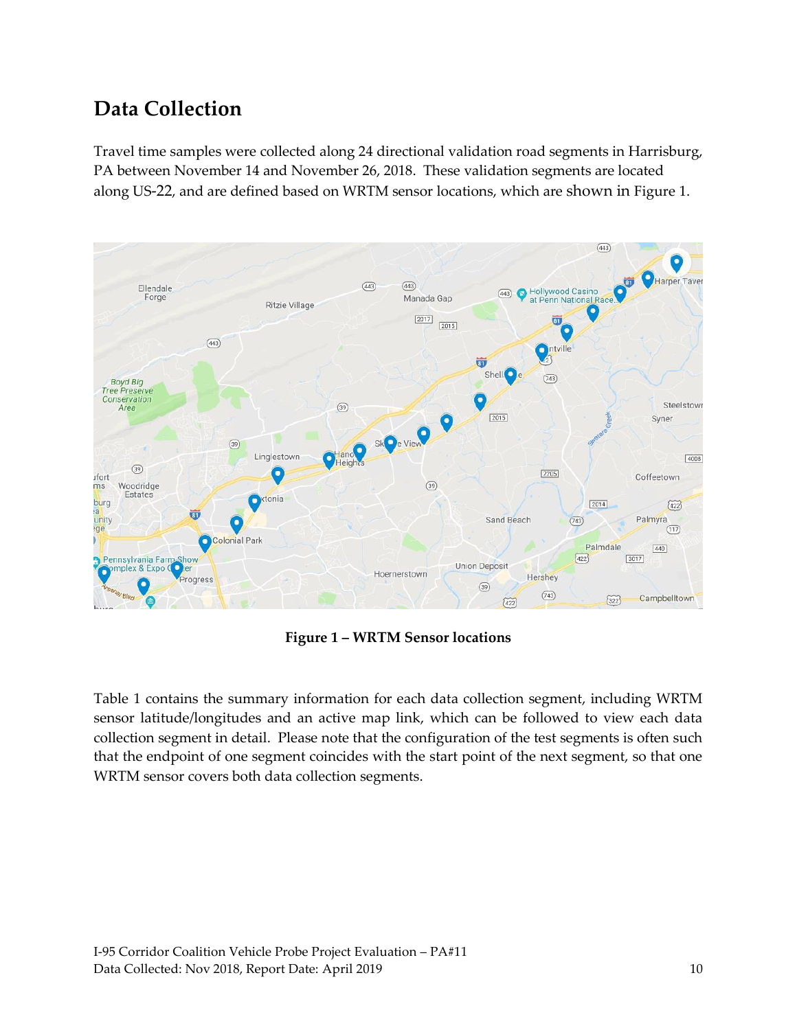## Data Collection

Travel time samples were collected along 24 directional validation road segments in Harrisburg, PA between November 14 and November 26, 2018. These validation segments are located along US-22, and are defined based on WRTM sensor locations, which are shown in Figure 1.

**Figure 1 – WRTM Sensor locations**

Table 1 contains the summary information for each data collection segment, including WRTM sensor latitude/longitudes and an active map link, which can be followed to view each data collection segment in detail. Please note that the configuration of the test segments is often such that the endpoint of one segment coincides with the start point of the next segment, so that one WRTM sensor covers both data collection segments.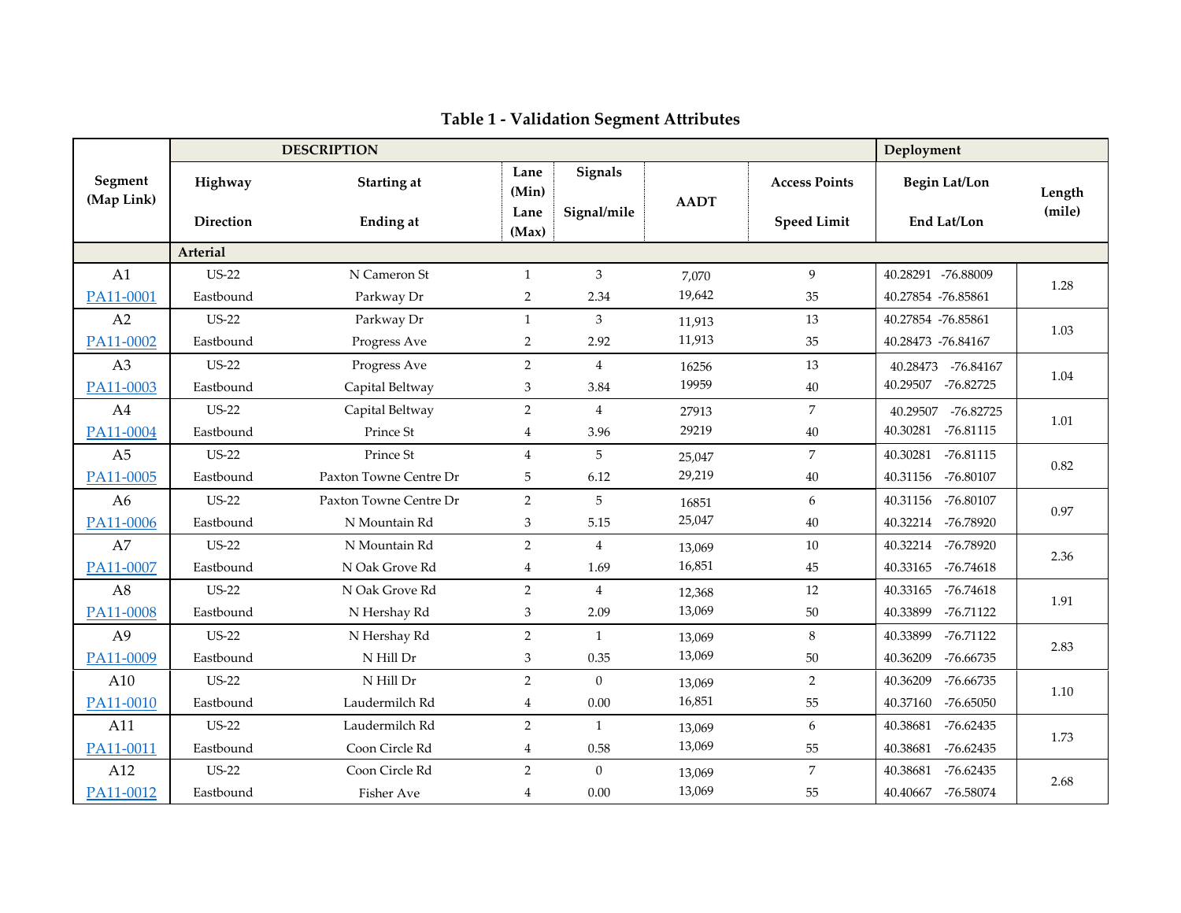# Table 1 - Validation Segment Attributes

| Segment (Map Link) | DESCRIPTION | | | | | | Deployment | |
|---|---|---|---|---|---|---|---|---|
| | Highway / Direction | Starting at / Ending at | Lane (Min) / Lane (Max) | Signals / Signal/mile | AADT | Access Points / Speed Limit | Begin Lat/Lon / End Lat/Lon | Length (mile) |
| | **Arterial** | | | | | | | |
| A1 / PA11-0001 | US-22 / Eastbound | N Cameron St / Parkway Dr | 1 / 2 | 3 / 2.34 | 7,070 / 19,642 | 9 / 35 | 40.28291 -76.88009 / 40.27854 -76.85861 | 1.28 |
| A2 / PA11-0002 | US-22 / Eastbound | Parkway Dr / Progress Ave | 1 / 2 | 3 / 2.92 | 11,913 / 11,913 | 13 / 35 | 40.27854 -76.85861 / 40.28473 -76.84167 | 1.03 |
| A3 / PA11-0003 | US-22 / Eastbound | Progress Ave / Capital Beltway | 2 / 3 | 4 / 3.84 | 16256 / 19959 | 13 / 40 | 40.28473 -76.84167 / 40.29507 -76.82725 | 1.04 |
| A4 / PA11-0004 | US-22 / Eastbound | Capital Beltway / Prince St | 2 / 4 | 4 / 3.96 | 27913 / 29219 | 7 / 40 | 40.29507 -76.82725 / 40.30281 -76.81115 | 1.01 |
| A5 / PA11-0005 | US-22 / Eastbound | Prince St / Paxton Towne Centre Dr | 4 / 5 | 5 / 6.12 | 25,047 / 29,219 | 7 / 40 | 40.30281 -76.81115 / 40.31156 -76.80107 | 0.82 |
| A6 / PA11-0006 | US-22 / Eastbound | Paxton Towne Centre Dr / N Mountain Rd | 2 / 3 | 5 / 5.15 | 16851 / 25,047 | 6 / 40 | 40.31156 -76.80107 / 40.32214 -76.78920 | 0.97 |
| A7 / PA11-0007 | US-22 / Eastbound | N Mountain Rd / N Oak Grove Rd | 2 / 4 | 4 / 1.69 | 13,069 / 16,851 | 10 / 45 | 40.32214 -76.78920 / 40.33165 -76.74618 | 2.36 |
| A8 / PA11-0008 | US-22 / Eastbound | N Oak Grove Rd / N Hershay Rd | 2 / 3 | 4 / 2.09 | 12,368 / 13,069 | 12 / 50 | 40.33165 -76.74618 / 40.33899 -76.71122 | 1.91 |
| A9 / PA11-0009 | US-22 / Eastbound | N Hershay Rd / N Hill Dr | 2 / 3 | 1 / 0.35 | 13,069 / 13,069 | 8 / 50 | 40.33899 -76.71122 / 40.36209 -76.66735 | 2.83 |
| A10 / PA11-0010 | US-22 / Eastbound | N Hill Dr / Laudermilch Rd | 2 / 4 | 0 / 0.00 | 13,069 / 16,851 | 2 / 55 | 40.36209 -76.66735 / 40.37160 -76.65050 | 1.10 |
| A11 / PA11-0011 | US-22 / Eastbound | Laudermilch Rd / Coon Circle Rd | 2 / 4 | 1 / 0.58 | 13,069 / 13,069 | 6 / 55 | 40.38681 -76.62435 / 40.38681 -76.62435 | 1.73 |
| A12 / PA11-0012 | US-22 / Eastbound | Coon Circle Rd / Fisher Ave | 2 / 4 | 0 / 0.00 | 13,069 / 13,069 | 7 / 55 | 40.38681 -76.62435 / 40.40667 -76.58074 | 2.68 |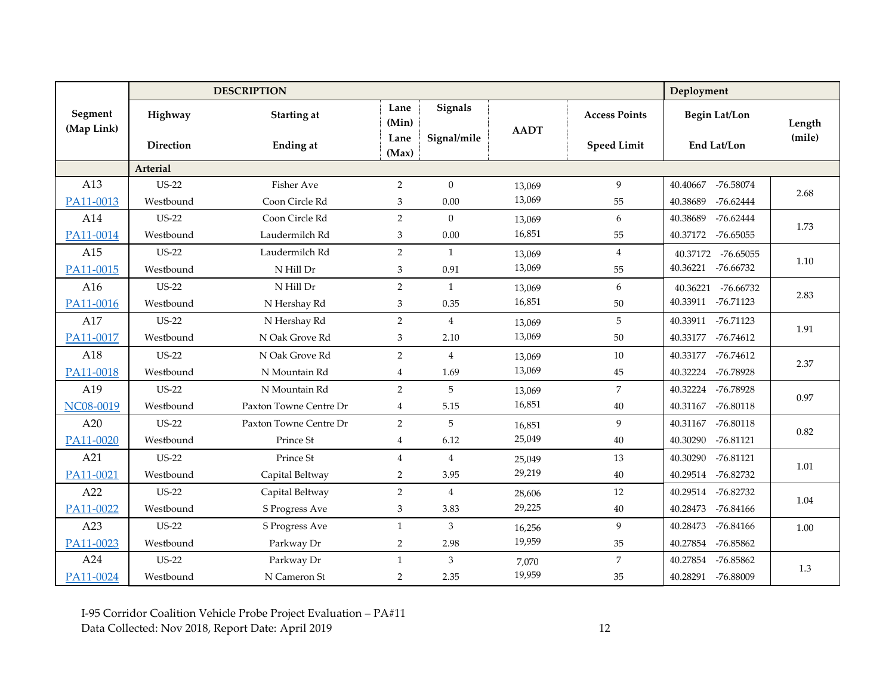| Segment (Map Link) | DESCRIPTION | | | | | | Deployment | |
|---|---|---|---|---|---|---|---|---|
| | Highway / Direction | Starting at / Ending at | Lane (Min) / Lane (Max) | Signals / Signal/mile | AADT | Access Points / Speed Limit | Begin Lat/Lon / End Lat/Lon | Length (mile) |
| | **Arterial** | | | | | | | |
| A13 PA11-0013 | US-22 Westbound | Fisher Ave / Coon Circle Rd | 2 / 3 | 0 / 0.00 | 13,069 / 13,069 | 9 / 55 | 40.40667 -76.58074 / 40.38689 -76.62444 | 2.68 |
| A14 PA11-0014 | US-22 Westbound | Coon Circle Rd / Laudermilch Rd | 2 / 3 | 0 / 0.00 | 13,069 / 16,851 | 6 / 55 | 40.38689 -76.62444 / 40.37172 -76.65055 | 1.73 |
| A15 PA11-0015 | US-22 Westbound | Laudermilch Rd / N Hill Dr | 2 / 3 | 1 / 0.91 | 13,069 / 13,069 | 4 / 55 | 40.37172 -76.65055 / 40.36221 -76.66732 | 1.10 |
| A16 PA11-0016 | US-22 Westbound | N Hill Dr / N Hershay Rd | 2 / 3 | 1 / 0.35 | 13,069 / 16,851 | 6 / 50 | 40.36221 -76.66732 / 40.33911 -76.71123 | 2.83 |
| A17 PA11-0017 | US-22 Westbound | N Hershay Rd / N Oak Grove Rd | 2 / 3 | 4 / 2.10 | 13,069 / 13,069 | 5 / 50 | 40.33911 -76.71123 / 40.33177 -76.74612 | 1.91 |
| A18 PA11-0018 | US-22 Westbound | N Oak Grove Rd / N Mountain Rd | 2 / 4 | 4 / 1.69 | 13,069 / 13,069 | 10 / 45 | 40.33177 -76.74612 / 40.32224 -76.78928 | 2.37 |
| A19 NC08-0019 | US-22 Westbound | N Mountain Rd / Paxton Towne Centre Dr | 2 / 4 | 5 / 5.15 | 13,069 / 16,851 | 7 / 40 | 40.32224 -76.78928 / 40.31167 -76.80118 | 0.97 |
| A20 PA11-0020 | US-22 Westbound | Paxton Towne Centre Dr / Prince St | 2 / 4 | 5 / 6.12 | 16,851 / 25,049 | 9 / 40 | 40.31167 -76.80118 / 40.30290 -76.81121 | 0.82 |
| A21 PA11-0021 | US-22 Westbound | Prince St / Capital Beltway | 4 / 2 | 4 / 3.95 | 25,049 / 29,219 | 13 / 40 | 40.30290 -76.81121 / 40.29514 -76.82732 | 1.01 |
| A22 PA11-0022 | US-22 Westbound | Capital Beltway / S Progress Ave | 2 / 3 | 4 / 3.83 | 28,606 / 29,225 | 12 / 40 | 40.29514 -76.82732 / 40.28473 -76.84166 | 1.04 |
| A23 PA11-0023 | US-22 Westbound | S Progress Ave / Parkway Dr | 1 / 2 | 3 / 2.98 | 16,256 / 19,959 | 9 / 35 | 40.28473 -76.84166 / 40.27854 -76.85862 | 1.00 |
| A24 PA11-0024 | US-22 Westbound | Parkway Dr / N Cameron St | 1 / 2 | 3 / 2.35 | 7,070 / 19,959 | 7 / 35 | 40.27854 -76.85862 / 40.28291 -76.88009 | 1.3 |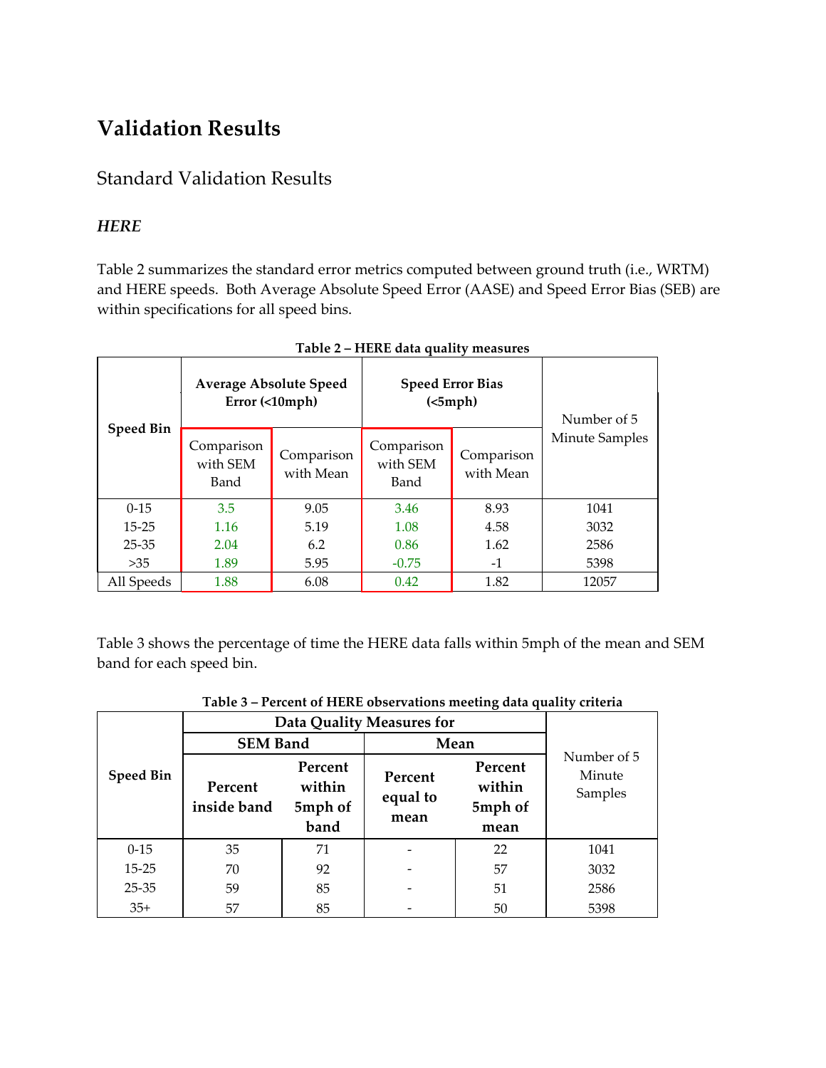# Validation Results

## Standard Validation Results

### *HERE*

Table 2 summarizes the standard error metrics computed between ground truth (i.e., WRTM) and HERE speeds. Both Average Absolute Speed Error (AASE) and Speed Error Bias (SEB) are within specifications for all speed bins.

**Table 2 – HERE data quality measures**

| Speed Bin | Average Absolute Speed Error (<10mph) | | Speed Error Bias (<5mph) | | Number of 5 Minute Samples |
|---|---|---|---|---|---|
| | Comparison with SEM Band | Comparison with Mean | Comparison with SEM Band | Comparison with Mean | |
| 0-15 | 3.5 | 9.05 | 3.46 | 8.93 | 1041 |
| 15-25 | 1.16 | 5.19 | 1.08 | 4.58 | 3032 |
| 25-35 | 2.04 | 6.2 | 0.86 | 1.62 | 2586 |
| >35 | 1.89 | 5.95 | -0.75 | -1 | 5398 |
| All Speeds | 1.88 | 6.08 | 0.42 | 1.82 | 12057 |

Table 3 shows the percentage of time the HERE data falls within 5mph of the mean and SEM band for each speed bin.

**Table 3 – Percent of HERE observations meeting data quality criteria**

| Speed Bin | Data Quality Measures for | | | | Number of 5 Minute Samples |
|---|---|---|---|---|---|
| | SEM Band | | Mean | | |
| | Percent inside band | Percent within 5mph of band | Percent equal to mean | Percent within 5mph of mean | |
| 0-15 | 35 | 71 | - | 22 | 1041 |
| 15-25 | 70 | 92 | - | 57 | 3032 |
| 25-35 | 59 | 85 | - | 51 | 2586 |
| 35+ | 57 | 85 | - | 50 | 5398 |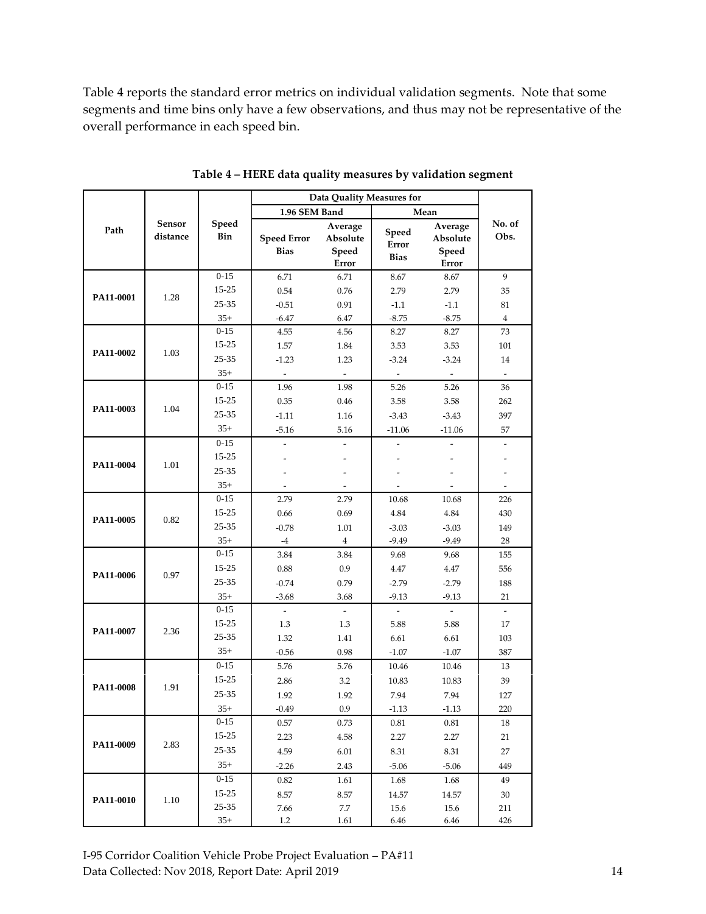Table 4 reports the standard error metrics on individual validation segments. Note that some segments and time bins only have a few observations, and thus may not be representative of the overall performance in each speed bin.

**Table 4 – HERE data quality measures by validation segment**

| Path | Sensor distance | Speed Bin | Data Quality Measures for | | | | No. of Obs. |
|---|---|---|---|---|---|---|---|
| | | | 1.96 SEM Band | | Mean | | |
| | | | Speed Error Bias | Average Absolute Speed Error | Speed Error Bias | Average Absolute Speed Error | |
| PA11-0001 | 1.28 | 0-15 | 6.71 | 6.71 | 8.67 | 8.67 | 9 |
| | | 15-25 | 0.54 | 0.76 | 2.79 | 2.79 | 35 |
| | | 25-35 | -0.51 | 0.91 | -1.1 | -1.1 | 81 |
| | | 35+ | -6.47 | 6.47 | -8.75 | -8.75 | 4 |
| PA11-0002 | 1.03 | 0-15 | 4.55 | 4.56 | 8.27 | 8.27 | 73 |
| | | 15-25 | 1.57 | 1.84 | 3.53 | 3.53 | 101 |
| | | 25-35 | -1.23 | 1.23 | -3.24 | -3.24 | 14 |
| | | 35+ | - | - | - | - | - |
| PA11-0003 | 1.04 | 0-15 | 1.96 | 1.98 | 5.26 | 5.26 | 36 |
| | | 15-25 | 0.35 | 0.46 | 3.58 | 3.58 | 262 |
| | | 25-35 | -1.11 | 1.16 | -3.43 | -3.43 | 397 |
| | | 35+ | -5.16 | 5.16 | -11.06 | -11.06 | 57 |
| PA11-0004 | 1.01 | 0-15 | - | - | - | - | - |
| | | 15-25 | - | - | - | - | - |
| | | 25-35 | - | - | - | - | - |
| | | 35+ | - | - | - | - | - |
| PA11-0005 | 0.82 | 0-15 | 2.79 | 2.79 | 10.68 | 10.68 | 226 |
| | | 15-25 | 0.66 | 0.69 | 4.84 | 4.84 | 430 |
| | | 25-35 | -0.78 | 1.01 | -3.03 | -3.03 | 149 |
| | | 35+ | -4 | 4 | -9.49 | -9.49 | 28 |
| PA11-0006 | 0.97 | 0-15 | 3.84 | 3.84 | 9.68 | 9.68 | 155 |
| | | 15-25 | 0.88 | 0.9 | 4.47 | 4.47 | 556 |
| | | 25-35 | -0.74 | 0.79 | -2.79 | -2.79 | 188 |
| | | 35+ | -3.68 | 3.68 | -9.13 | -9.13 | 21 |
| PA11-0007 | 2.36 | 0-15 | - | - | - | - | - |
| | | 15-25 | 1.3 | 1.3 | 5.88 | 5.88 | 17 |
| | | 25-35 | 1.32 | 1.41 | 6.61 | 6.61 | 103 |
| | | 35+ | -0.56 | 0.98 | -1.07 | -1.07 | 387 |
| PA11-0008 | 1.91 | 0-15 | 5.76 | 5.76 | 10.46 | 10.46 | 13 |
| | | 15-25 | 2.86 | 3.2 | 10.83 | 10.83 | 39 |
| | | 25-35 | 1.92 | 1.92 | 7.94 | 7.94 | 127 |
| | | 35+ | -0.49 | 0.9 | -1.13 | -1.13 | 220 |
| PA11-0009 | 2.83 | 0-15 | 0.57 | 0.73 | 0.81 | 0.81 | 18 |
| | | 15-25 | 2.23 | 4.58 | 2.27 | 2.27 | 21 |
| | | 25-35 | 4.59 | 6.01 | 8.31 | 8.31 | 27 |
| | | 35+ | -2.26 | 2.43 | -5.06 | -5.06 | 449 |
| PA11-0010 | 1.10 | 0-15 | 0.82 | 1.61 | 1.68 | 1.68 | 49 |
| | | 15-25 | 8.57 | 8.57 | 14.57 | 14.57 | 30 |
| | | 25-35 | 7.66 | 7.7 | 15.6 | 15.6 | 211 |
| | | 35+ | 1.2 | 1.61 | 6.46 | 6.46 | 426 |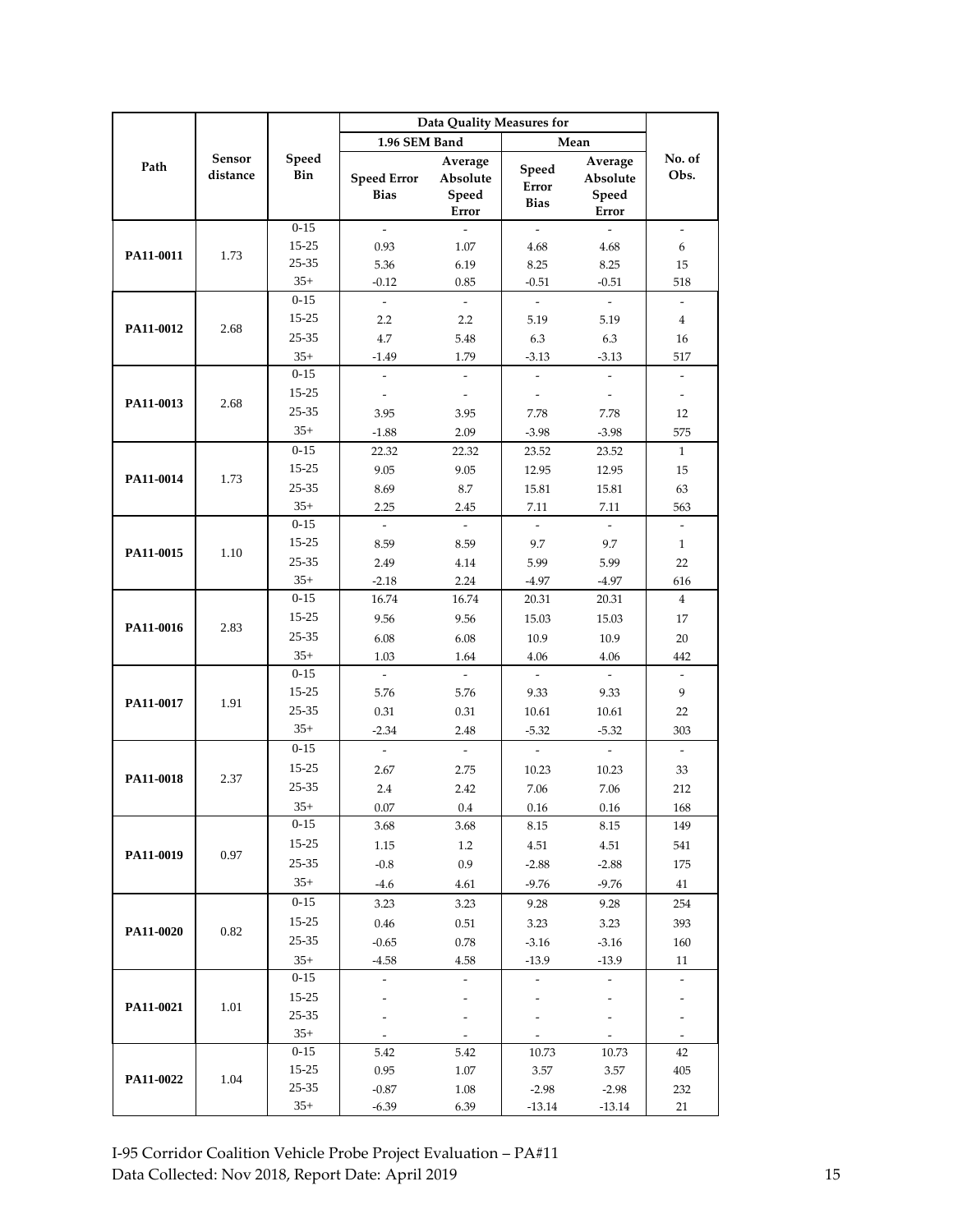| Path | Sensor distance | Speed Bin | Data Quality Measures for | | | | No. of Obs. |
|---|---|---|---|---|---|---|---|
| | | | 1.96 SEM Band | | Mean | | |
| | | | Speed Error Bias | Average Absolute Speed Error | Speed Error Bias | Average Absolute Speed Error | |
| PA11-0011 | 1.73 | 0-15 | - | - | - | - | - |
| | | 15-25 | 0.93 | 1.07 | 4.68 | 4.68 | 6 |
| | | 25-35 | 5.36 | 6.19 | 8.25 | 8.25 | 15 |
| | | 35+ | -0.12 | 0.85 | -0.51 | -0.51 | 518 |
| PA11-0012 | 2.68 | 0-15 | - | - | - | - | - |
| | | 15-25 | 2.2 | 2.2 | 5.19 | 5.19 | 4 |
| | | 25-35 | 4.7 | 5.48 | 6.3 | 6.3 | 16 |
| | | 35+ | -1.49 | 1.79 | -3.13 | -3.13 | 517 |
| PA11-0013 | 2.68 | 0-15 | - | - | - | - | - |
| | | 15-25 | - | - | - | - | - |
| | | 25-35 | 3.95 | 3.95 | 7.78 | 7.78 | 12 |
| | | 35+ | -1.88 | 2.09 | -3.98 | -3.98 | 575 |
| PA11-0014 | 1.73 | 0-15 | 22.32 | 22.32 | 23.52 | 23.52 | 1 |
| | | 15-25 | 9.05 | 9.05 | 12.95 | 12.95 | 15 |
| | | 25-35 | 8.69 | 8.7 | 15.81 | 15.81 | 63 |
| | | 35+ | 2.25 | 2.45 | 7.11 | 7.11 | 563 |
| PA11-0015 | 1.10 | 0-15 | - | - | - | - | - |
| | | 15-25 | 8.59 | 8.59 | 9.7 | 9.7 | 1 |
| | | 25-35 | 2.49 | 4.14 | 5.99 | 5.99 | 22 |
| | | 35+ | -2.18 | 2.24 | -4.97 | -4.97 | 616 |
| PA11-0016 | 2.83 | 0-15 | 16.74 | 16.74 | 20.31 | 20.31 | 4 |
| | | 15-25 | 9.56 | 9.56 | 15.03 | 15.03 | 17 |
| | | 25-35 | 6.08 | 6.08 | 10.9 | 10.9 | 20 |
| | | 35+ | 1.03 | 1.64 | 4.06 | 4.06 | 442 |
| PA11-0017 | 1.91 | 0-15 | - | - | - | - | - |
| | | 15-25 | 5.76 | 5.76 | 9.33 | 9.33 | 9 |
| | | 25-35 | 0.31 | 0.31 | 10.61 | 10.61 | 22 |
| | | 35+ | -2.34 | 2.48 | -5.32 | -5.32 | 303 |
| PA11-0018 | 2.37 | 0-15 | - | - | - | - | - |
| | | 15-25 | 2.67 | 2.75 | 10.23 | 10.23 | 33 |
| | | 25-35 | 2.4 | 2.42 | 7.06 | 7.06 | 212 |
| | | 35+ | 0.07 | 0.4 | 0.16 | 0.16 | 168 |
| PA11-0019 | 0.97 | 0-15 | 3.68 | 3.68 | 8.15 | 8.15 | 149 |
| | | 15-25 | 1.15 | 1.2 | 4.51 | 4.51 | 541 |
| | | 25-35 | -0.8 | 0.9 | -2.88 | -2.88 | 175 |
| | | 35+ | -4.6 | 4.61 | -9.76 | -9.76 | 41 |
| PA11-0020 | 0.82 | 0-15 | 3.23 | 3.23 | 9.28 | 9.28 | 254 |
| | | 15-25 | 0.46 | 0.51 | 3.23 | 3.23 | 393 |
| | | 25-35 | -0.65 | 0.78 | -3.16 | -3.16 | 160 |
| | | 35+ | -4.58 | 4.58 | -13.9 | -13.9 | 11 |
| PA11-0021 | 1.01 | 0-15 | - | - | - | - | - |
| | | 15-25 | - | - | - | - | - |
| | | 25-35 | - | - | - | - | - |
| | | 35+ | - | - | - | - | - |
| PA11-0022 | 1.04 | 0-15 | 5.42 | 5.42 | 10.73 | 10.73 | 42 |
| | | 15-25 | 0.95 | 1.07 | 3.57 | 3.57 | 405 |
| | | 25-35 | -0.87 | 1.08 | -2.98 | -2.98 | 232 |
| | | 35+ | -6.39 | 6.39 | -13.14 | -13.14 | 21 |

I-95 Corridor Coalition Vehicle Probe Project Evaluation – PA#11
Data Collected: Nov 2018, Report Date: April 2019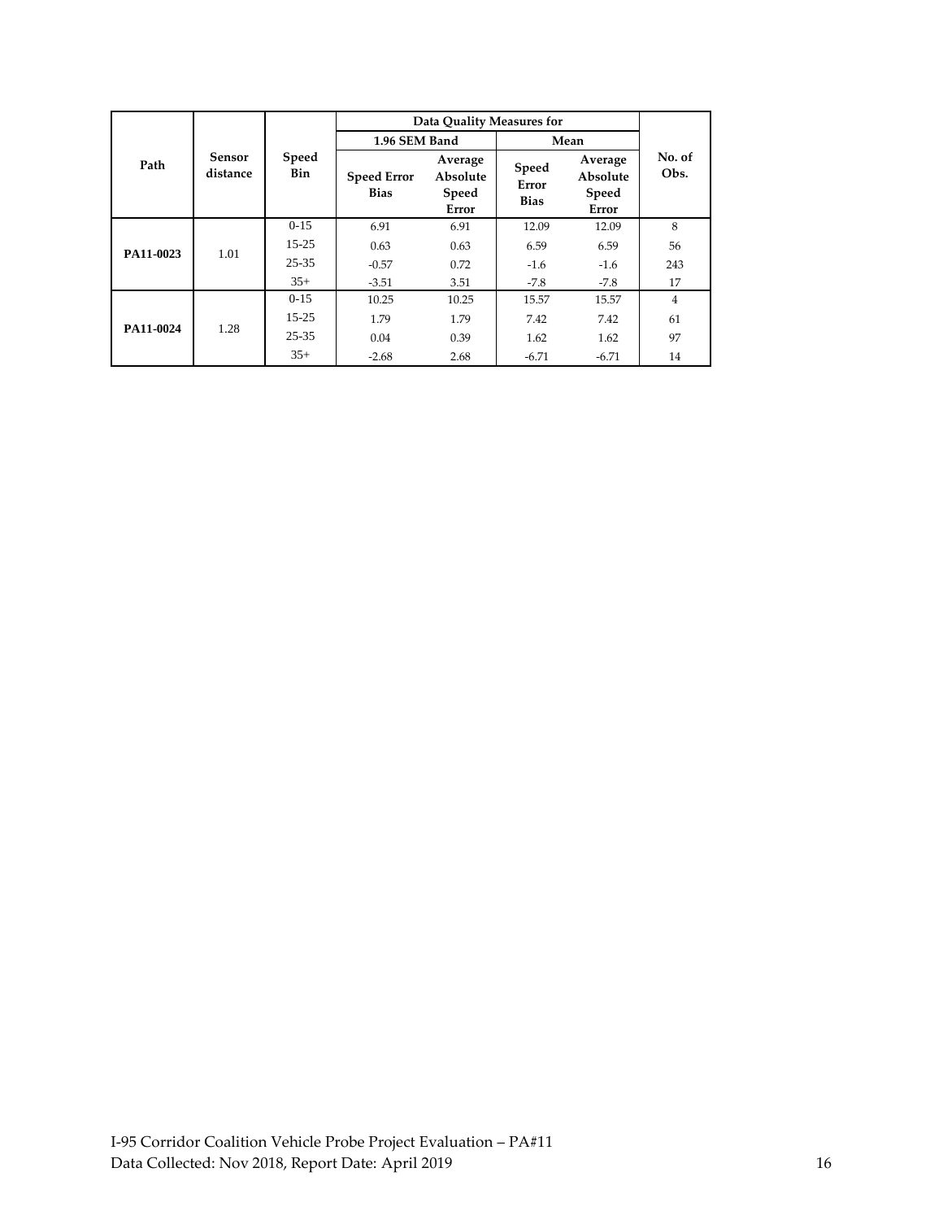| Path | Sensor distance | Speed Bin | Data Quality Measures for | | | | No. of Obs. |
|---|---|---|---|---|---|---|---|
| | | | 1.96 SEM Band | | Mean | | |
| | | | Speed Error Bias | Average Absolute Speed Error | Speed Error Bias | Average Absolute Speed Error | |
| PA11-0023 | 1.01 | 0-15 | 6.91 | 6.91 | 12.09 | 12.09 | 8 |
| | | 15-25 | 0.63 | 0.63 | 6.59 | 6.59 | 56 |
| | | 25-35 | -0.57 | 0.72 | -1.6 | -1.6 | 243 |
| | | 35+ | -3.51 | 3.51 | -7.8 | -7.8 | 17 |
| PA11-0024 | 1.28 | 0-15 | 10.25 | 10.25 | 15.57 | 15.57 | 4 |
| | | 15-25 | 1.79 | 1.79 | 7.42 | 7.42 | 61 |
| | | 25-35 | 0.04 | 0.39 | 1.62 | 1.62 | 97 |
| | | 35+ | -2.68 | 2.68 | -6.71 | -6.71 | 14 |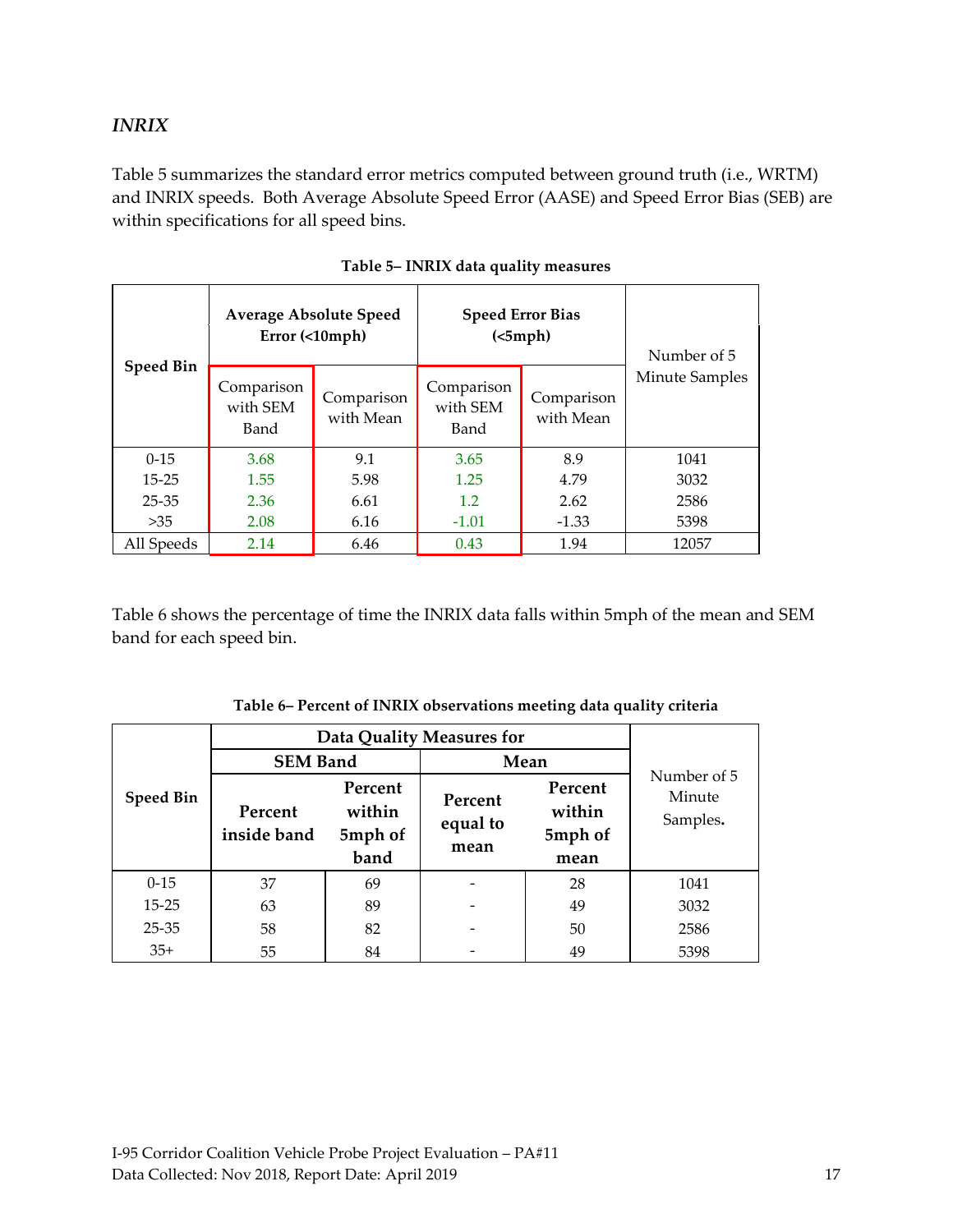### *INRIX*

Table 5 summarizes the standard error metrics computed between ground truth (i.e., WRTM) and INRIX speeds. Both Average Absolute Speed Error (AASE) and Speed Error Bias (SEB) are within specifications for all speed bins.

**Table 5– INRIX data quality measures**

| Speed Bin | Average Absolute Speed Error (<10mph) | | Speed Error Bias (<5mph) | | Number of 5 Minute Samples |
|---|---|---|---|---|---|
| | Comparison with SEM Band | Comparison with Mean | Comparison with SEM Band | Comparison with Mean | |
| 0-15 | 3.68 | 9.1 | 3.65 | 8.9 | 1041 |
| 15-25 | 1.55 | 5.98 | 1.25 | 4.79 | 3032 |
| 25-35 | 2.36 | 6.61 | 1.2 | 2.62 | 2586 |
| >35 | 2.08 | 6.16 | -1.01 | -1.33 | 5398 |
| All Speeds | 2.14 | 6.46 | 0.43 | 1.94 | 12057 |

Table 6 shows the percentage of time the INRIX data falls within 5mph of the mean and SEM band for each speed bin.

**Table 6– Percent of INRIX observations meeting data quality criteria**

| Speed Bin | Data Quality Measures for | | | | Number of 5 Minute Samples. |
|---|---|---|---|---|---|
| | SEM Band | | Mean | | |
| | Percent inside band | Percent within 5mph of band | Percent equal to mean | Percent within 5mph of mean | |
| 0-15 | 37 | 69 | - | 28 | 1041 |
| 15-25 | 63 | 89 | - | 49 | 3032 |
| 25-35 | 58 | 82 | - | 50 | 2586 |
| 35+ | 55 | 84 | - | 49 | 5398 |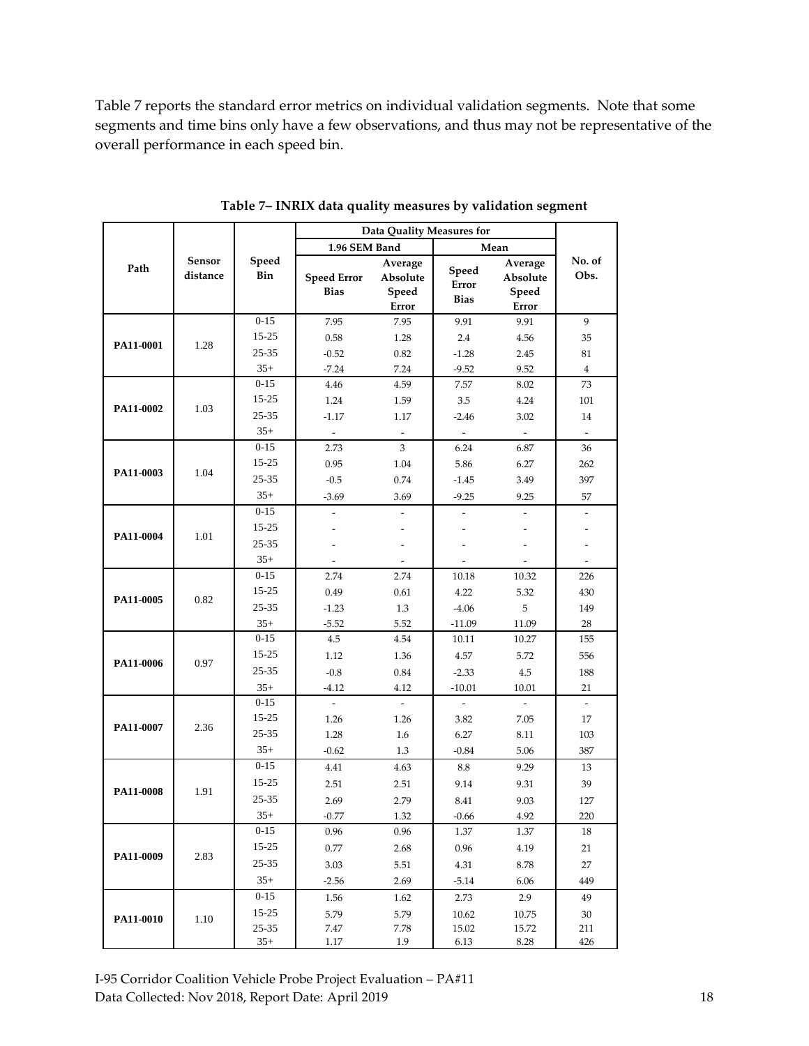Table 7 reports the standard error metrics on individual validation segments. Note that some segments and time bins only have a few observations, and thus may not be representative of the overall performance in each speed bin.

**Table 7– INRIX data quality measures by validation segment**

| Path | Sensor distance | Speed Bin | Data Quality Measures for | | | | No. of Obs. |
|---|---|---|---|---|---|---|---|
| | | | 1.96 SEM Band | | Mean | | |
| | | | Speed Error Bias | Average Absolute Speed Error | Speed Error Bias | Average Absolute Speed Error | |
| PA11-0001 | 1.28 | 0-15 | 7.95 | 7.95 | 9.91 | 9.91 | 9 |
| | | 15-25 | 0.58 | 1.28 | 2.4 | 4.56 | 35 |
| | | 25-35 | -0.52 | 0.82 | -1.28 | 2.45 | 81 |
| | | 35+ | -7.24 | 7.24 | -9.52 | 9.52 | 4 |
| PA11-0002 | 1.03 | 0-15 | 4.46 | 4.59 | 7.57 | 8.02 | 73 |
| | | 15-25 | 1.24 | 1.59 | 3.5 | 4.24 | 101 |
| | | 25-35 | -1.17 | 1.17 | -2.46 | 3.02 | 14 |
| | | 35+ | - | - | - | - | - |
| PA11-0003 | 1.04 | 0-15 | 2.73 | 3 | 6.24 | 6.87 | 36 |
| | | 15-25 | 0.95 | 1.04 | 5.86 | 6.27 | 262 |
| | | 25-35 | -0.5 | 0.74 | -1.45 | 3.49 | 397 |
| | | 35+ | -3.69 | 3.69 | -9.25 | 9.25 | 57 |
| PA11-0004 | 1.01 | 0-15 | - | - | - | - | - |
| | | 15-25 | - | - | - | - | - |
| | | 25-35 | - | - | - | - | - |
| | | 35+ | - | - | - | - | - |
| PA11-0005 | 0.82 | 0-15 | 2.74 | 2.74 | 10.18 | 10.32 | 226 |
| | | 15-25 | 0.49 | 0.61 | 4.22 | 5.32 | 430 |
| | | 25-35 | -1.23 | 1.3 | -4.06 | 5 | 149 |
| | | 35+ | -5.52 | 5.52 | -11.09 | 11.09 | 28 |
| PA11-0006 | 0.97 | 0-15 | 4.5 | 4.54 | 10.11 | 10.27 | 155 |
| | | 15-25 | 1.12 | 1.36 | 4.57 | 5.72 | 556 |
| | | 25-35 | -0.8 | 0.84 | -2.33 | 4.5 | 188 |
| | | 35+ | -4.12 | 4.12 | -10.01 | 10.01 | 21 |
| PA11-0007 | 2.36 | 0-15 | - | - | - | - | - |
| | | 15-25 | 1.26 | 1.26 | 3.82 | 7.05 | 17 |
| | | 25-35 | 1.28 | 1.6 | 6.27 | 8.11 | 103 |
| | | 35+ | -0.62 | 1.3 | -0.84 | 5.06 | 387 |
| PA11-0008 | 1.91 | 0-15 | 4.41 | 4.63 | 8.8 | 9.29 | 13 |
| | | 15-25 | 2.51 | 2.51 | 9.14 | 9.31 | 39 |
| | | 25-35 | 2.69 | 2.79 | 8.41 | 9.03 | 127 |
| | | 35+ | -0.77 | 1.32 | -0.66 | 4.92 | 220 |
| PA11-0009 | 2.83 | 0-15 | 0.96 | 0.96 | 1.37 | 1.37 | 18 |
| | | 15-25 | 0.77 | 2.68 | 0.96 | 4.19 | 21 |
| | | 25-35 | 3.03 | 5.51 | 4.31 | 8.78 | 27 |
| | | 35+ | -2.56 | 2.69 | -5.14 | 6.06 | 449 |
| PA11-0010 | 1.10 | 0-15 | 1.56 | 1.62 | 2.73 | 2.9 | 49 |
| | | 15-25 | 5.79 | 5.79 | 10.62 | 10.75 | 30 |
| | | 25-35 | 7.47 | 7.78 | 15.02 | 15.72 | 211 |
| | | 35+ | 1.17 | 1.9 | 6.13 | 8.28 | 426 |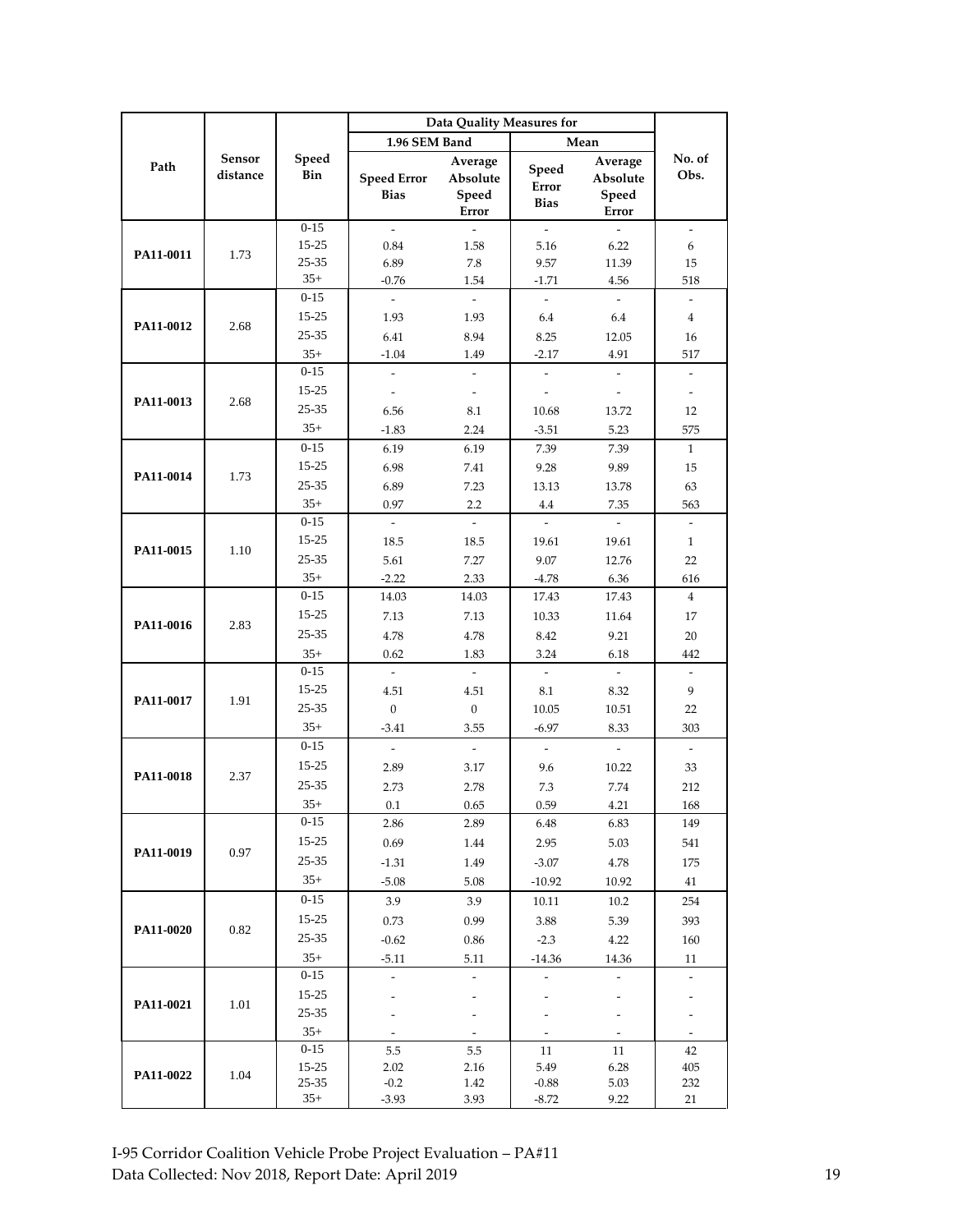| Path | Sensor distance | Speed Bin | Data Quality Measures for | | | | No. of Obs. |
|---|---|---|---|---|---|---|---|
| | | | 1.96 SEM Band | | Mean | | |
| | | | Speed Error Bias | Average Absolute Speed Error | Speed Error Bias | Average Absolute Speed Error | |
| PA11-0011 | 1.73 | 0-15 | - | - | - | - | - |
| | | 15-25 | 0.84 | 1.58 | 5.16 | 6.22 | 6 |
| | | 25-35 | 6.89 | 7.8 | 9.57 | 11.39 | 15 |
| | | 35+ | -0.76 | 1.54 | -1.71 | 4.56 | 518 |
| PA11-0012 | 2.68 | 0-15 | - | - | - | - | - |
| | | 15-25 | 1.93 | 1.93 | 6.4 | 6.4 | 4 |
| | | 25-35 | 6.41 | 8.94 | 8.25 | 12.05 | 16 |
| | | 35+ | -1.04 | 1.49 | -2.17 | 4.91 | 517 |
| PA11-0013 | 2.68 | 0-15 | - | - | - | - | - |
| | | 15-25 | - | - | - | - | - |
| | | 25-35 | 6.56 | 8.1 | 10.68 | 13.72 | 12 |
| | | 35+ | -1.83 | 2.24 | -3.51 | 5.23 | 575 |
| PA11-0014 | 1.73 | 0-15 | 6.19 | 6.19 | 7.39 | 7.39 | 1 |
| | | 15-25 | 6.98 | 7.41 | 9.28 | 9.89 | 15 |
| | | 25-35 | 6.89 | 7.23 | 13.13 | 13.78 | 63 |
| | | 35+ | 0.97 | 2.2 | 4.4 | 7.35 | 563 |
| PA11-0015 | 1.10 | 0-15 | - | - | - | - | - |
| | | 15-25 | 18.5 | 18.5 | 19.61 | 19.61 | 1 |
| | | 25-35 | 5.61 | 7.27 | 9.07 | 12.76 | 22 |
| | | 35+ | -2.22 | 2.33 | -4.78 | 6.36 | 616 |
| PA11-0016 | 2.83 | 0-15 | 14.03 | 14.03 | 17.43 | 17.43 | 4 |
| | | 15-25 | 7.13 | 7.13 | 10.33 | 11.64 | 17 |
| | | 25-35 | 4.78 | 4.78 | 8.42 | 9.21 | 20 |
| | | 35+ | 0.62 | 1.83 | 3.24 | 6.18 | 442 |
| PA11-0017 | 1.91 | 0-15 | - | - | - | - | - |
| | | 15-25 | 4.51 | 4.51 | 8.1 | 8.32 | 9 |
| | | 25-35 | 0 | 0 | 10.05 | 10.51 | 22 |
| | | 35+ | -3.41 | 3.55 | -6.97 | 8.33 | 303 |
| PA11-0018 | 2.37 | 0-15 | - | - | - | - | - |
| | | 15-25 | 2.89 | 3.17 | 9.6 | 10.22 | 33 |
| | | 25-35 | 2.73 | 2.78 | 7.3 | 7.74 | 212 |
| | | 35+ | 0.1 | 0.65 | 0.59 | 4.21 | 168 |
| PA11-0019 | 0.97 | 0-15 | 2.86 | 2.89 | 6.48 | 6.83 | 149 |
| | | 15-25 | 0.69 | 1.44 | 2.95 | 5.03 | 541 |
| | | 25-35 | -1.31 | 1.49 | -3.07 | 4.78 | 175 |
| | | 35+ | -5.08 | 5.08 | -10.92 | 10.92 | 41 |
| PA11-0020 | 0.82 | 0-15 | 3.9 | 3.9 | 10.11 | 10.2 | 254 |
| | | 15-25 | 0.73 | 0.99 | 3.88 | 5.39 | 393 |
| | | 25-35 | -0.62 | 0.86 | -2.3 | 4.22 | 160 |
| | | 35+ | -5.11 | 5.11 | -14.36 | 14.36 | 11 |
| PA11-0021 | 1.01 | 0-15 | - | - | - | - | - |
| | | 15-25 | - | - | - | - | - |
| | | 25-35 | - | - | - | - | - |
| | | 35+ | - | - | - | - | - |
| PA11-0022 | 1.04 | 0-15 | 5.5 | 5.5 | 11 | 11 | 42 |
| | | 15-25 | 2.02 | 2.16 | 5.49 | 6.28 | 405 |
| | | 25-35 | -0.2 | 1.42 | -0.88 | 5.03 | 232 |
| | | 35+ | -3.93 | 3.93 | -8.72 | 9.22 | 21 |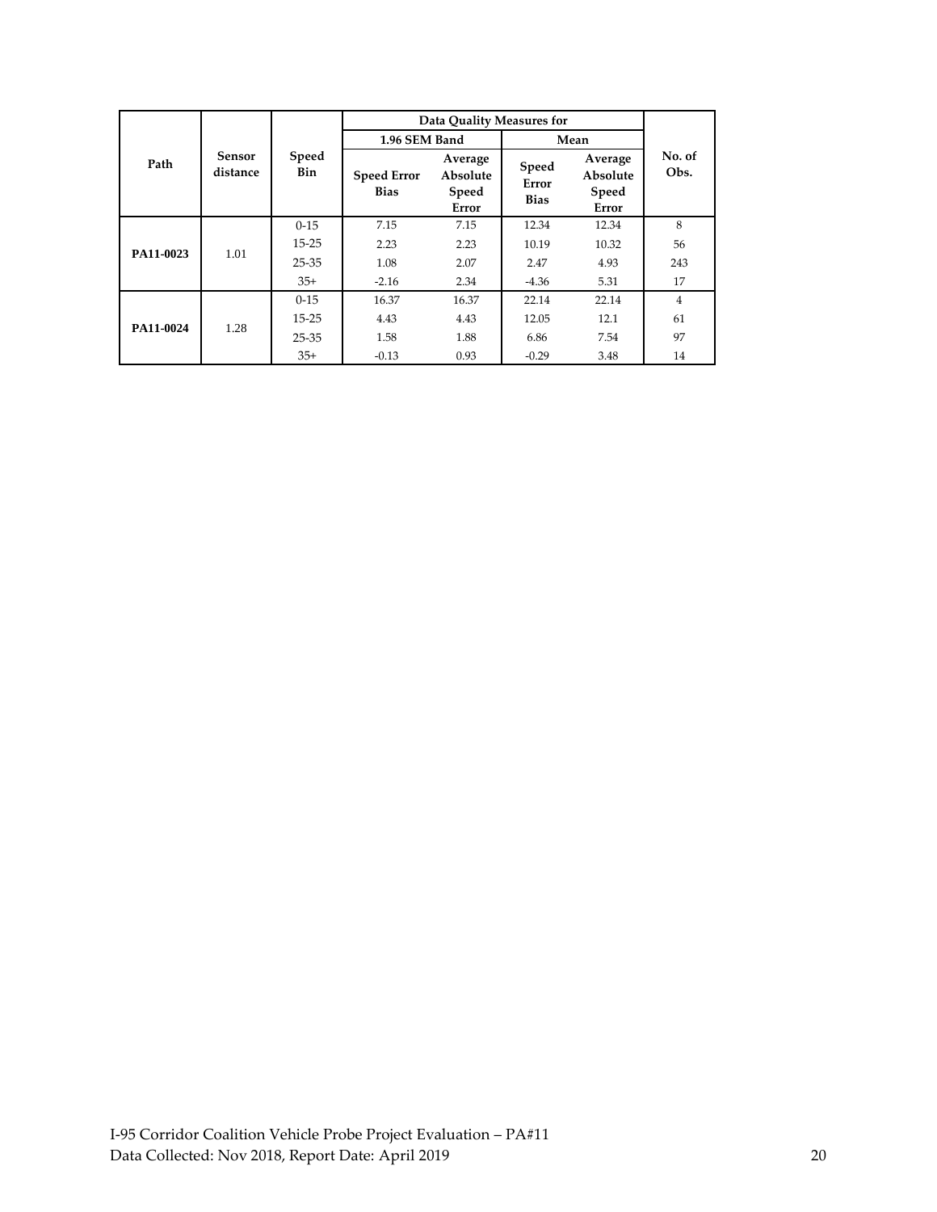| Path | Sensor distance | Speed Bin | Data Quality Measures for | | | | No. of Obs. |
|---|---|---|---|---|---|---|---|
| | | | 1.96 SEM Band | | Mean | | |
| | | | Speed Error Bias | Average Absolute Speed Error | Speed Error Bias | Average Absolute Speed Error | |
| PA11-0023 | 1.01 | 0-15 | 7.15 | 7.15 | 12.34 | 12.34 | 8 |
| | | 15-25 | 2.23 | 2.23 | 10.19 | 10.32 | 56 |
| | | 25-35 | 1.08 | 2.07 | 2.47 | 4.93 | 243 |
| | | 35+ | -2.16 | 2.34 | -4.36 | 5.31 | 17 |
| PA11-0024 | 1.28 | 0-15 | 16.37 | 16.37 | 22.14 | 22.14 | 4 |
| | | 15-25 | 4.43 | 4.43 | 12.05 | 12.1 | 61 |
| | | 25-35 | 1.58 | 1.88 | 6.86 | 7.54 | 97 |
| | | 35+ | -0.13 | 0.93 | -0.29 | 3.48 | 14 |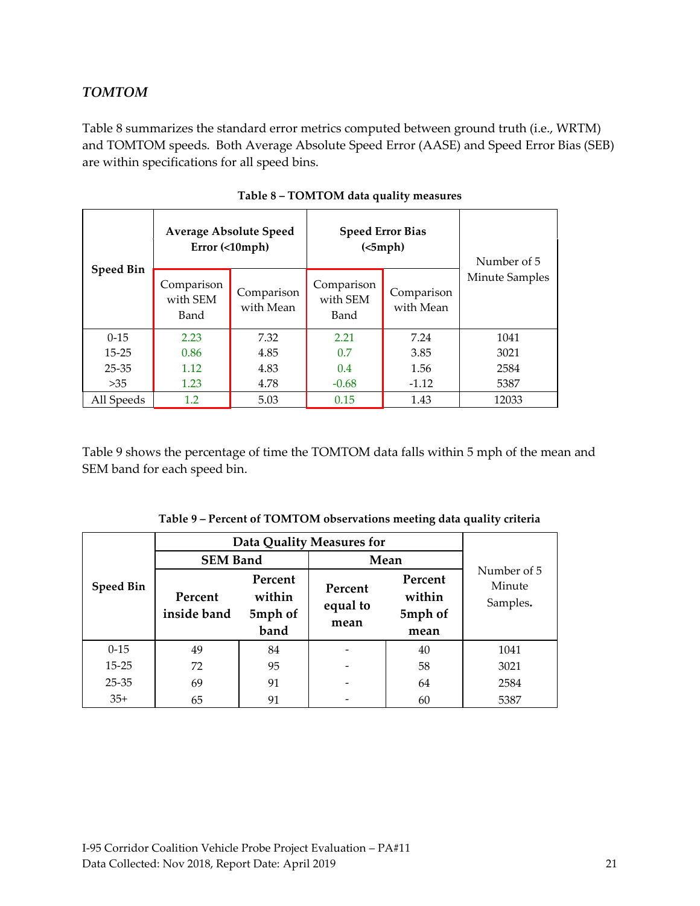### *TOMTOM*

Table 8 summarizes the standard error metrics computed between ground truth (i.e., WRTM) and TOMTOM speeds. Both Average Absolute Speed Error (AASE) and Speed Error Bias (SEB) are within specifications for all speed bins.

**Table 8 – TOMTOM data quality measures**

| Speed Bin | Average Absolute Speed Error (<10mph) | | Speed Error Bias (<5mph) | | Number of 5 Minute Samples |
|---|---|---|---|---|---|
| | Comparison with SEM Band | Comparison with Mean | Comparison with SEM Band | Comparison with Mean | |
| 0-15 | 2.23 | 7.32 | 2.21 | 7.24 | 1041 |
| 15-25 | 0.86 | 4.85 | 0.7 | 3.85 | 3021 |
| 25-35 | 1.12 | 4.83 | 0.4 | 1.56 | 2584 |
| >35 | 1.23 | 4.78 | -0.68 | -1.12 | 5387 |
| All Speeds | 1.2 | 5.03 | 0.15 | 1.43 | 12033 |

Table 9 shows the percentage of time the TOMTOM data falls within 5 mph of the mean and SEM band for each speed bin.

**Table 9 – Percent of TOMTOM observations meeting data quality criteria**

| Speed Bin | Data Quality Measures for | | | | Number of 5 Minute Samples. |
|---|---|---|---|---|---|
| | SEM Band | | Mean | | |
| | Percent inside band | Percent within 5mph of band | Percent equal to mean | Percent within 5mph of mean | |
| 0-15 | 49 | 84 | - | 40 | 1041 |
| 15-25 | 72 | 95 | - | 58 | 3021 |
| 25-35 | 69 | 91 | - | 64 | 2584 |
| 35+ | 65 | 91 | - | 60 | 5387 |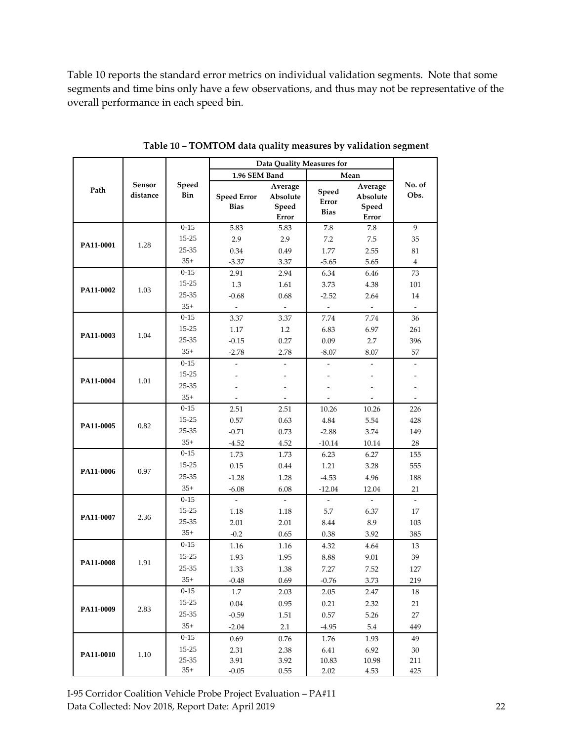Table 10 reports the standard error metrics on individual validation segments. Note that some segments and time bins only have a few observations, and thus may not be representative of the overall performance in each speed bin.

**Table 10 – TOMTOM data quality measures by validation segment**

| Path | Sensor distance | Speed Bin | Data Quality Measures for | | | | No. of Obs. |
|---|---|---|---|---|---|---|---|
| | | | 1.96 SEM Band | | Mean | | |
| | | | Speed Error Bias | Average Absolute Speed Error | Speed Error Bias | Average Absolute Speed Error | |
| PA11-0001 | 1.28 | 0-15 | 5.83 | 5.83 | 7.8 | 7.8 | 9 |
| | | 15-25 | 2.9 | 2.9 | 7.2 | 7.5 | 35 |
| | | 25-35 | 0.34 | 0.49 | 1.77 | 2.55 | 81 |
| | | 35+ | -3.37 | 3.37 | -5.65 | 5.65 | 4 |
| PA11-0002 | 1.03 | 0-15 | 2.91 | 2.94 | 6.34 | 6.46 | 73 |
| | | 15-25 | 1.3 | 1.61 | 3.73 | 4.38 | 101 |
| | | 25-35 | -0.68 | 0.68 | -2.52 | 2.64 | 14 |
| | | 35+ | - | - | - | - | - |
| PA11-0003 | 1.04 | 0-15 | 3.37 | 3.37 | 7.74 | 7.74 | 36 |
| | | 15-25 | 1.17 | 1.2 | 6.83 | 6.97 | 261 |
| | | 25-35 | -0.15 | 0.27 | 0.09 | 2.7 | 396 |
| | | 35+ | -2.78 | 2.78 | -8.07 | 8.07 | 57 |
| PA11-0004 | 1.01 | 0-15 | - | - | - | - | - |
| | | 15-25 | - | - | - | - | - |
| | | 25-35 | - | - | - | - | - |
| | | 35+ | - | - | - | - | - |
| PA11-0005 | 0.82 | 0-15 | 2.51 | 2.51 | 10.26 | 10.26 | 226 |
| | | 15-25 | 0.57 | 0.63 | 4.84 | 5.54 | 428 |
| | | 25-35 | -0.71 | 0.73 | -2.88 | 3.74 | 149 |
| | | 35+ | -4.52 | 4.52 | -10.14 | 10.14 | 28 |
| PA11-0006 | 0.97 | 0-15 | 1.73 | 1.73 | 6.23 | 6.27 | 155 |
| | | 15-25 | 0.15 | 0.44 | 1.21 | 3.28 | 555 |
| | | 25-35 | -1.28 | 1.28 | -4.53 | 4.96 | 188 |
| | | 35+ | -6.08 | 6.08 | -12.04 | 12.04 | 21 |
| PA11-0007 | 2.36 | 0-15 | - | - | - | - | - |
| | | 15-25 | 1.18 | 1.18 | 5.7 | 6.37 | 17 |
| | | 25-35 | 2.01 | 2.01 | 8.44 | 8.9 | 103 |
| | | 35+ | -0.2 | 0.65 | 0.38 | 3.92 | 385 |
| PA11-0008 | 1.91 | 0-15 | 1.16 | 1.16 | 4.32 | 4.64 | 13 |
| | | 15-25 | 1.93 | 1.95 | 8.88 | 9.01 | 39 |
| | | 25-35 | 1.33 | 1.38 | 7.27 | 7.52 | 127 |
| | | 35+ | -0.48 | 0.69 | -0.76 | 3.73 | 219 |
| PA11-0009 | 2.83 | 0-15 | 1.7 | 2.03 | 2.05 | 2.47 | 18 |
| | | 15-25 | 0.04 | 0.95 | 0.21 | 2.32 | 21 |
| | | 25-35 | -0.59 | 1.51 | 0.57 | 5.26 | 27 |
| | | 35+ | -2.04 | 2.1 | -4.95 | 5.4 | 449 |
| PA11-0010 | 1.10 | 0-15 | 0.69 | 0.76 | 1.76 | 1.93 | 49 |
| | | 15-25 | 2.31 | 2.38 | 6.41 | 6.92 | 30 |
| | | 25-35 | 3.91 | 3.92 | 10.83 | 10.98 | 211 |
| | | 35+ | -0.05 | 0.55 | 2.02 | 4.53 | 425 |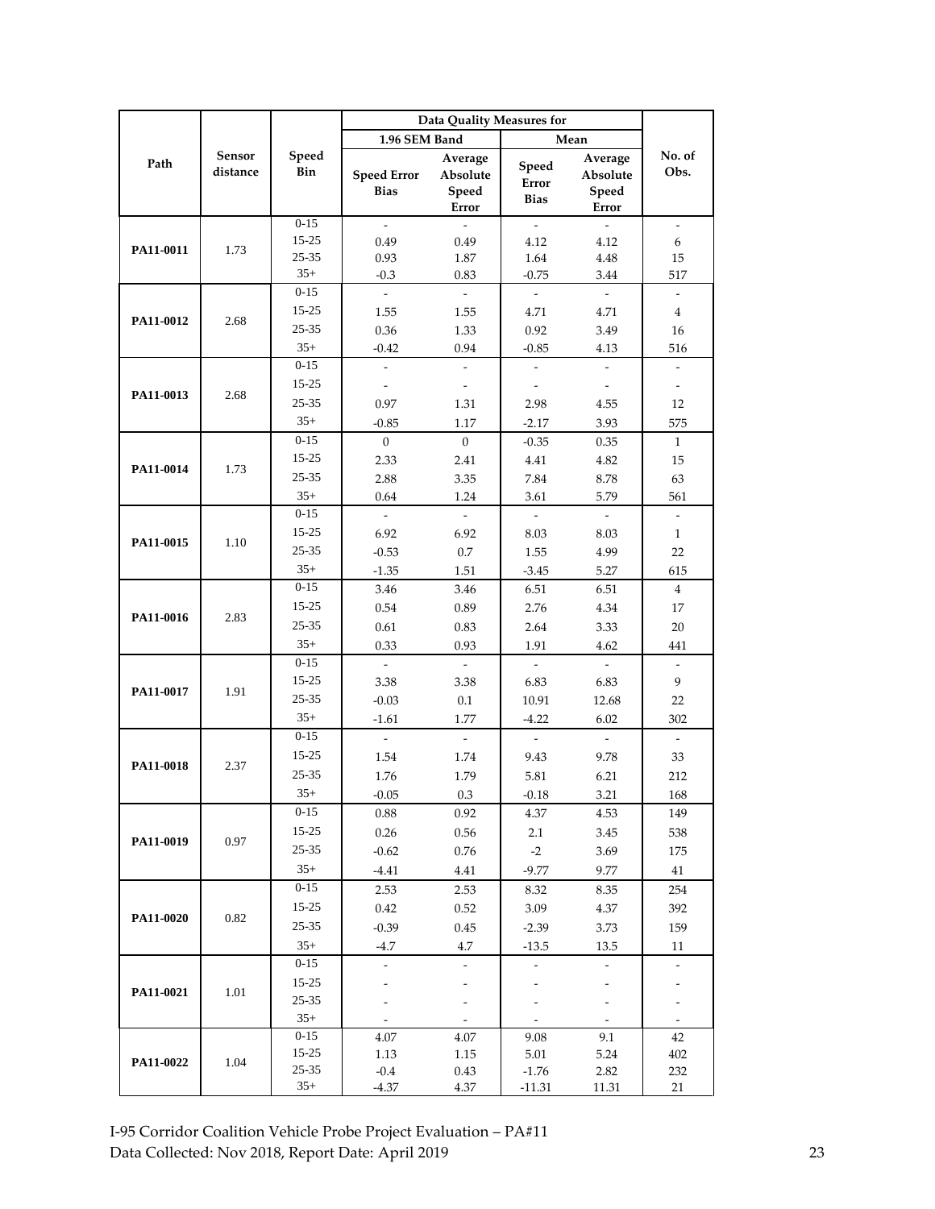| Path | Sensor distance | Speed Bin | Data Quality Measures for | | | | No. of Obs. |
|---|---|---|---|---|---|---|---|
| | | | 1.96 SEM Band | | Mean | | |
| | | | Speed Error Bias | Average Absolute Speed Error | Speed Error Bias | Average Absolute Speed Error | |
| PA11-0011 | 1.73 | 0-15 | - | - | - | - | - |
| | | 15-25 | 0.49 | 0.49 | 4.12 | 4.12 | 6 |
| | | 25-35 | 0.93 | 1.87 | 1.64 | 4.48 | 15 |
| | | 35+ | -0.3 | 0.83 | -0.75 | 3.44 | 517 |
| PA11-0012 | 2.68 | 0-15 | - | - | - | - | - |
| | | 15-25 | 1.55 | 1.55 | 4.71 | 4.71 | 4 |
| | | 25-35 | 0.36 | 1.33 | 0.92 | 3.49 | 16 |
| | | 35+ | -0.42 | 0.94 | -0.85 | 4.13 | 516 |
| PA11-0013 | 2.68 | 0-15 | - | - | - | - | - |
| | | 15-25 | - | - | - | - | - |
| | | 25-35 | 0.97 | 1.31 | 2.98 | 4.55 | 12 |
| | | 35+ | -0.85 | 1.17 | -2.17 | 3.93 | 575 |
| PA11-0014 | 1.73 | 0-15 | 0 | 0 | -0.35 | 0.35 | 1 |
| | | 15-25 | 2.33 | 2.41 | 4.41 | 4.82 | 15 |
| | | 25-35 | 2.88 | 3.35 | 7.84 | 8.78 | 63 |
| | | 35+ | 0.64 | 1.24 | 3.61 | 5.79 | 561 |
| PA11-0015 | 1.10 | 0-15 | - | - | - | - | - |
| | | 15-25 | 6.92 | 6.92 | 8.03 | 8.03 | 1 |
| | | 25-35 | -0.53 | 0.7 | 1.55 | 4.99 | 22 |
| | | 35+ | -1.35 | 1.51 | -3.45 | 5.27 | 615 |
| PA11-0016 | 2.83 | 0-15 | 3.46 | 3.46 | 6.51 | 6.51 | 4 |
| | | 15-25 | 0.54 | 0.89 | 2.76 | 4.34 | 17 |
| | | 25-35 | 0.61 | 0.83 | 2.64 | 3.33 | 20 |
| | | 35+ | 0.33 | 0.93 | 1.91 | 4.62 | 441 |
| PA11-0017 | 1.91 | 0-15 | - | - | - | - | - |
| | | 15-25 | 3.38 | 3.38 | 6.83 | 6.83 | 9 |
| | | 25-35 | -0.03 | 0.1 | 10.91 | 12.68 | 22 |
| | | 35+ | -1.61 | 1.77 | -4.22 | 6.02 | 302 |
| PA11-0018 | 2.37 | 0-15 | - | - | - | - | - |
| | | 15-25 | 1.54 | 1.74 | 9.43 | 9.78 | 33 |
| | | 25-35 | 1.76 | 1.79 | 5.81 | 6.21 | 212 |
| | | 35+ | -0.05 | 0.3 | -0.18 | 3.21 | 168 |
| PA11-0019 | 0.97 | 0-15 | 0.88 | 0.92 | 4.37 | 4.53 | 149 |
| | | 15-25 | 0.26 | 0.56 | 2.1 | 3.45 | 538 |
| | | 25-35 | -0.62 | 0.76 | -2 | 3.69 | 175 |
| | | 35+ | -4.41 | 4.41 | -9.77 | 9.77 | 41 |
| PA11-0020 | 0.82 | 0-15 | 2.53 | 2.53 | 8.32 | 8.35 | 254 |
| | | 15-25 | 0.42 | 0.52 | 3.09 | 4.37 | 392 |
| | | 25-35 | -0.39 | 0.45 | -2.39 | 3.73 | 159 |
| | | 35+ | -4.7 | 4.7 | -13.5 | 13.5 | 11 |
| PA11-0021 | 1.01 | 0-15 | - | - | - | - | - |
| | | 15-25 | - | - | - | - | - |
| | | 25-35 | - | - | - | - | - |
| | | 35+ | - | - | - | - | - |
| PA11-0022 | 1.04 | 0-15 | 4.07 | 4.07 | 9.08 | 9.1 | 42 |
| | | 15-25 | 1.13 | 1.15 | 5.01 | 5.24 | 402 |
| | | 25-35 | -0.4 | 0.43 | -1.76 | 2.82 | 232 |
| | | 35+ | -4.37 | 4.37 | -11.31 | 11.31 | 21 |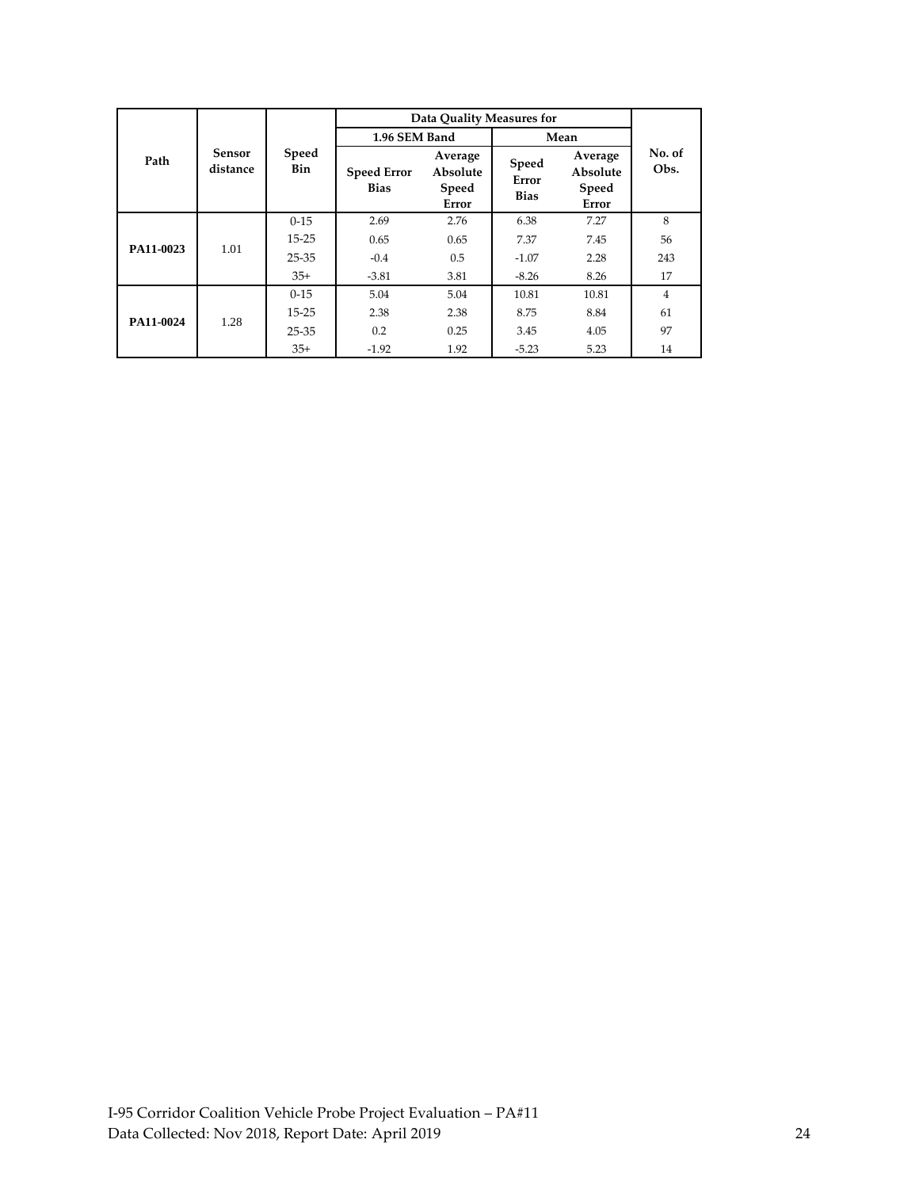| Path | Sensor distance | Speed Bin | Data Quality Measures for | | | | No. of Obs. |
|---|---|---|---|---|---|---|---|
| | | | 1.96 SEM Band | | Mean | | |
| | | | Speed Error Bias | Average Absolute Speed Error | Speed Error Bias | Average Absolute Speed Error | |
| PA11-0023 | 1.01 | 0-15 | 2.69 | 2.76 | 6.38 | 7.27 | 8 |
| | | 15-25 | 0.65 | 0.65 | 7.37 | 7.45 | 56 |
| | | 25-35 | -0.4 | 0.5 | -1.07 | 2.28 | 243 |
| | | 35+ | -3.81 | 3.81 | -8.26 | 8.26 | 17 |
| PA11-0024 | 1.28 | 0-15 | 5.04 | 5.04 | 10.81 | 10.81 | 4 |
| | | 15-25 | 2.38 | 2.38 | 8.75 | 8.84 | 61 |
| | | 25-35 | 0.2 | 0.25 | 3.45 | 4.05 | 97 |
| | | 35+ | -1.92 | 1.92 | -5.23 | 5.23 | 14 |